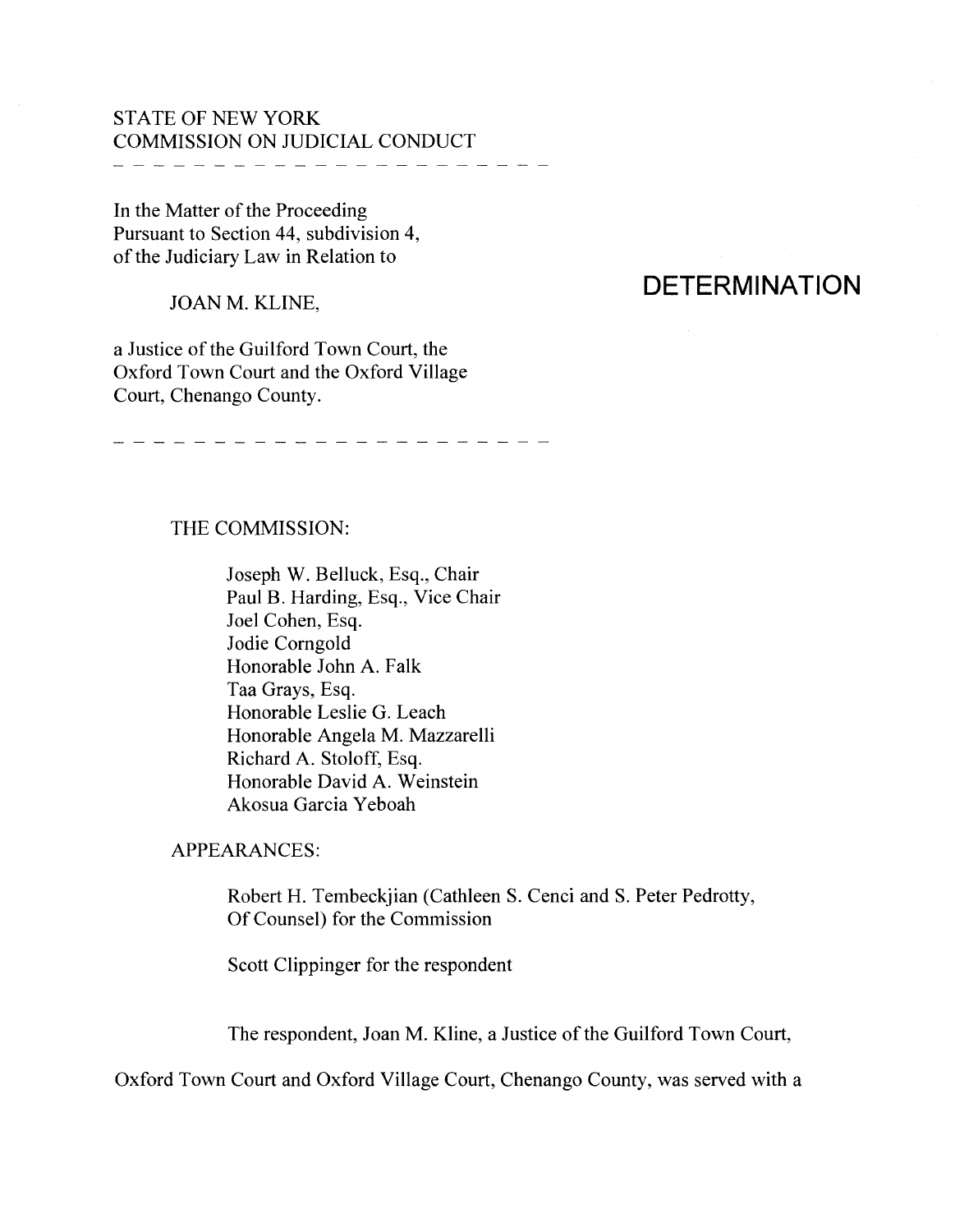STATE OF NEW YORK
COMMISSION ON JUDICIAL CONDUCT

---

In the Matter of the Proceeding
Pursuant to Section 44, subdivision 4,
of the Judiciary Law in Relation to

JOAN M. KLINE,

a Justice of the Guilford Town Court, the
Oxford Town Court and the Oxford Village
Court, Chenango County.

---

# DETERMINATION

THE COMMISSION:

Joseph W. Belluck, Esq., Chair
Paul B. Harding, Esq., Vice Chair
Joel Cohen, Esq.
Jodie Corngold
Honorable John A. Falk
Taa Grays, Esq.
Honorable Leslie G. Leach
Honorable Angela M. Mazzarelli
Richard A. Stoloff, Esq.
Honorable David A. Weinstein
Akosua Garcia Yeboah

APPEARANCES:

Robert H. Tembeckjian (Cathleen S. Cenci and S. Peter Pedrotty, Of Counsel) for the Commission

Scott Clippinger for the respondent

The respondent, Joan M. Kline, a Justice of the Guilford Town Court, Oxford Town Court and Oxford Village Court, Chenango County, was served with a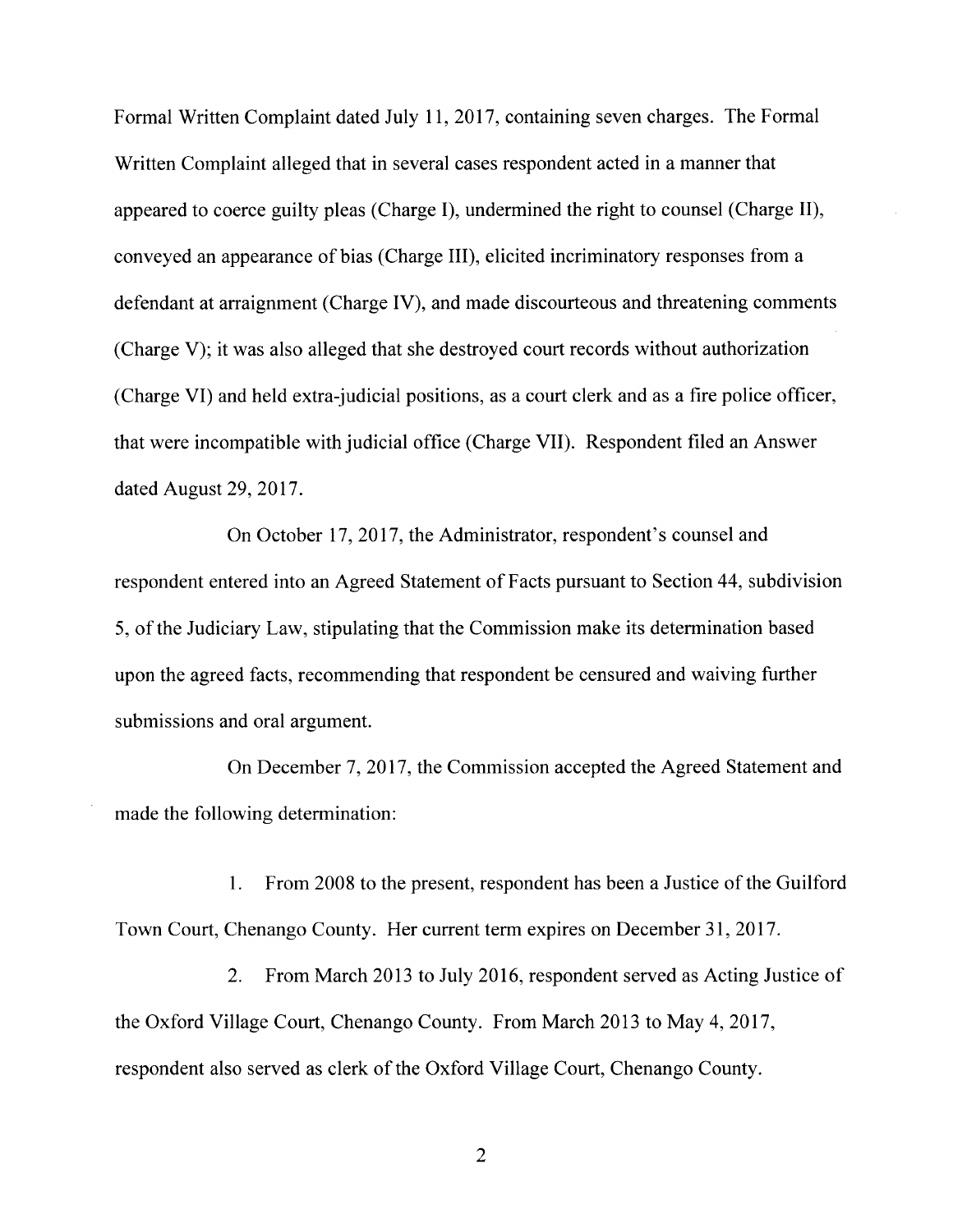Formal Written Complaint dated July 11, 2017, containing seven charges. The Formal Written Complaint alleged that in several cases respondent acted in a manner that appeared to coerce guilty pleas (Charge I), undermined the right to counsel (Charge II), conveyed an appearance of bias (Charge III), elicited incriminatory responses from a defendant at arraignment (Charge IV), and made discourteous and threatening comments (Charge V); it was also alleged that she destroyed court records without authorization (Charge VI) and held extra-judicial positions, as a court clerk and as a fire police officer, that were incompatible with judicial office (Charge VII). Respondent filed an Answer dated August 29, 2017.

On October 17, 2017, the Administrator, respondent's counsel and respondent entered into an Agreed Statement of Facts pursuant to Section 44, subdivision 5, of the Judiciary Law, stipulating that the Commission make its determination based upon the agreed facts, recommending that respondent be censured and waiving further submissions and oral argument.

On December 7, 2017, the Commission accepted the Agreed Statement and made the following determination:

1. From 2008 to the present, respondent has been a Justice of the Guilford Town Court, Chenango County. Her current term expires on December 31, 2017.

2. From March 2013 to July 2016, respondent served as Acting Justice of the Oxford Village Court, Chenango County. From March 2013 to May 4, 2017, respondent also served as clerk of the Oxford Village Court, Chenango County.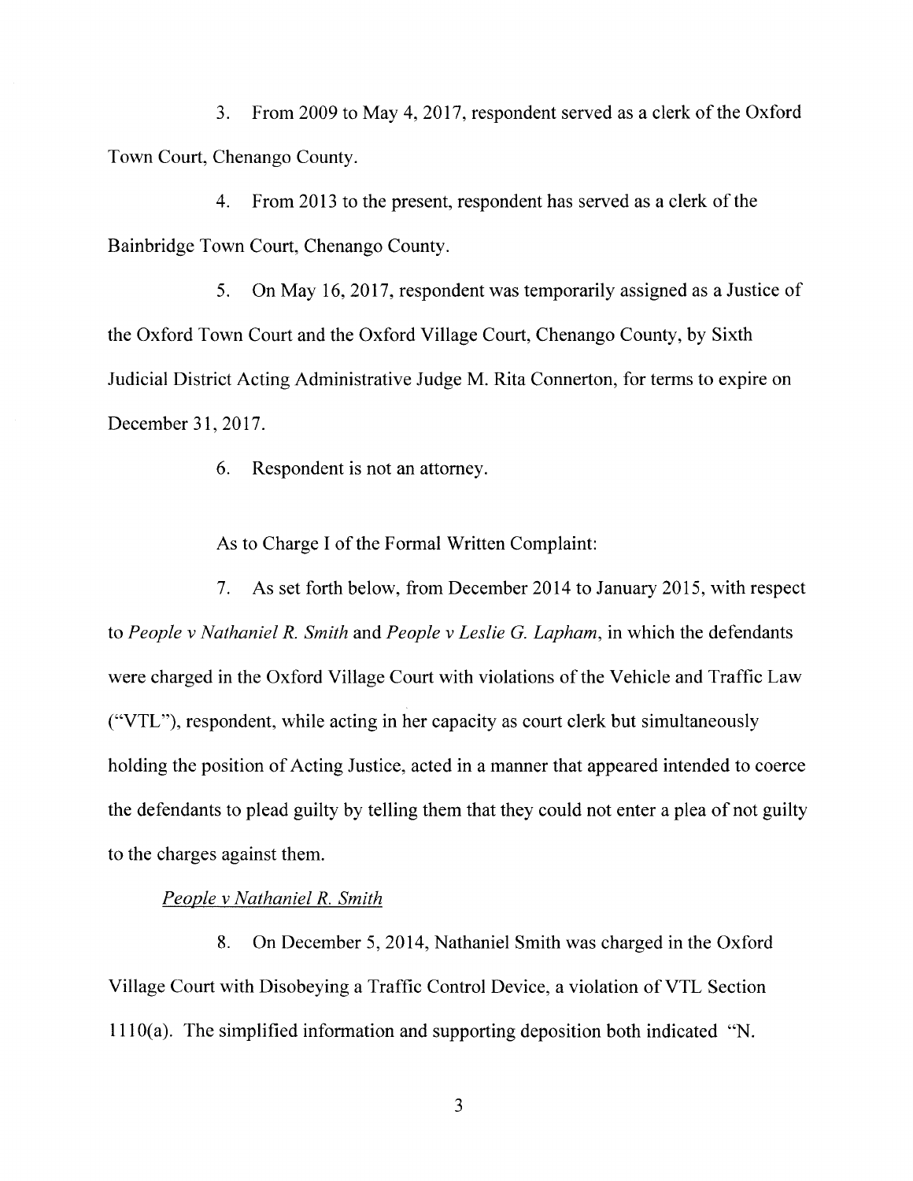3. From 2009 to May 4, 2017, respondent served as a clerk of the Oxford Town Court, Chenango County.

4. From 2013 to the present, respondent has served as a clerk of the Bainbridge Town Court, Chenango County.

5. On May 16, 2017, respondent was temporarily assigned as a Justice of the Oxford Town Court and the Oxford Village Court, Chenango County, by Sixth Judicial District Acting Administrative Judge M. Rita Connerton, for terms to expire on December 31, 2017.

6. Respondent is not an attorney.

As to Charge I of the Formal Written Complaint:

7. As set forth below, from December 2014 to January 2015, with respect to *People v Nathaniel R. Smith* and *People v Leslie G. Lapham*, in which the defendants were charged in the Oxford Village Court with violations of the Vehicle and Traffic Law ("VTL"), respondent, while acting in her capacity as court clerk but simultaneously holding the position of Acting Justice, acted in a manner that appeared intended to coerce the defendants to plead guilty by telling them that they could not enter a plea of not guilty to the charges against them.

*People v Nathaniel R. Smith*

8. On December 5, 2014, Nathaniel Smith was charged in the Oxford Village Court with Disobeying a Traffic Control Device, a violation of VTL Section 1110(a). The simplified information and supporting deposition both indicated "N.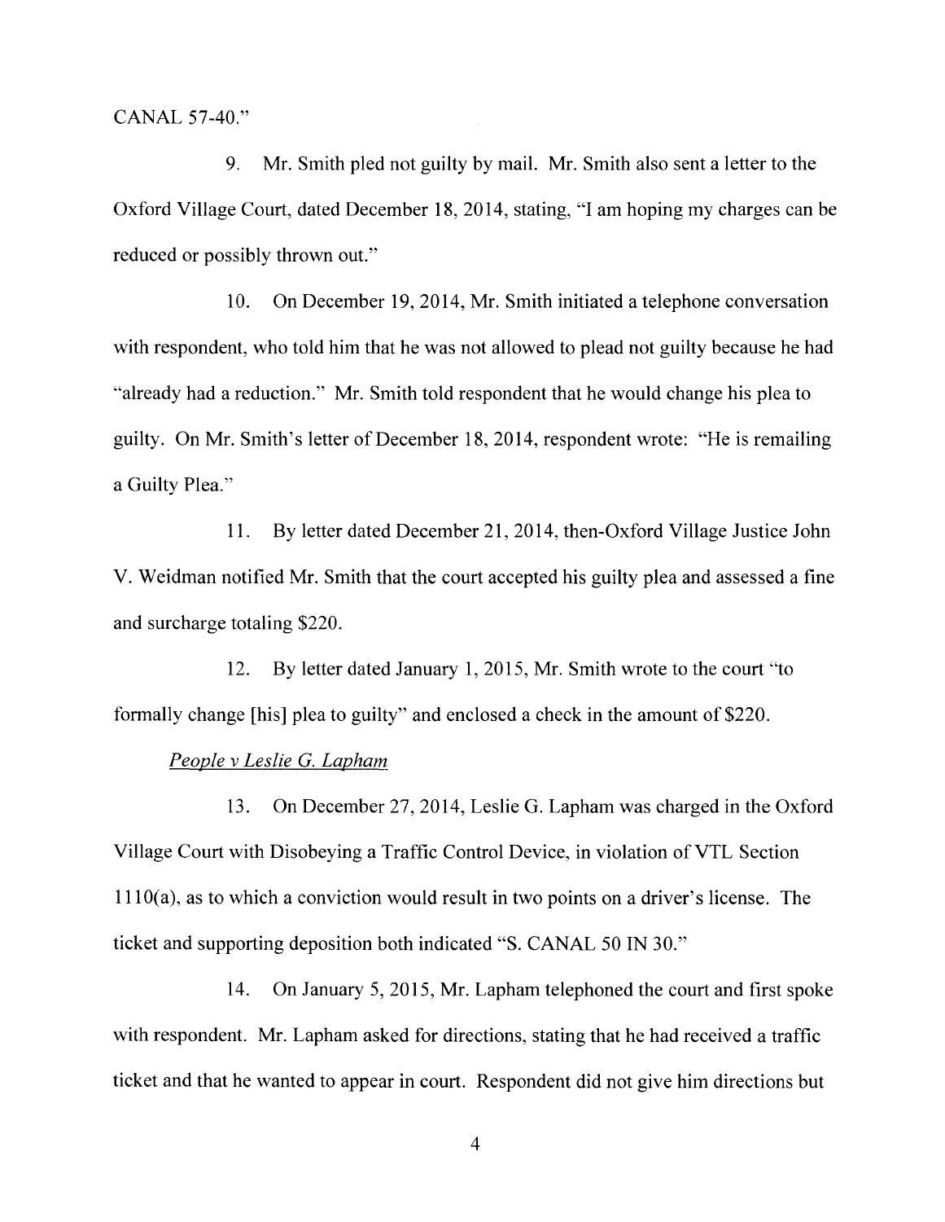CANAL 57-40."

9. Mr. Smith pled not guilty by mail. Mr. Smith also sent a letter to the Oxford Village Court, dated December 18, 2014, stating, "I am hoping my charges can be reduced or possibly thrown out."

10. On December 19, 2014, Mr. Smith initiated a telephone conversation with respondent, who told him that he was not allowed to plead not guilty because he had "already had a reduction." Mr. Smith told respondent that he would change his plea to guilty. On Mr. Smith's letter of December 18, 2014, respondent wrote: "He is remailing a Guilty Plea."

11. By letter dated December 21, 2014, then-Oxford Village Justice John V. Weidman notified Mr. Smith that the court accepted his guilty plea and assessed a fine and surcharge totaling $220.

12. By letter dated January 1, 2015, Mr. Smith wrote to the court "to formally change [his] plea to guilty" and enclosed a check in the amount of $220.

*People v Leslie G. Lapham*

13. On December 27, 2014, Leslie G. Lapham was charged in the Oxford Village Court with Disobeying a Traffic Control Device, in violation of VTL Section 1110(a), as to which a conviction would result in two points on a driver's license. The ticket and supporting deposition both indicated "S. CANAL 50 IN 30."

14. On January 5, 2015, Mr. Lapham telephoned the court and first spoke with respondent. Mr. Lapham asked for directions, stating that he had received a traffic ticket and that he wanted to appear in court. Respondent did not give him directions but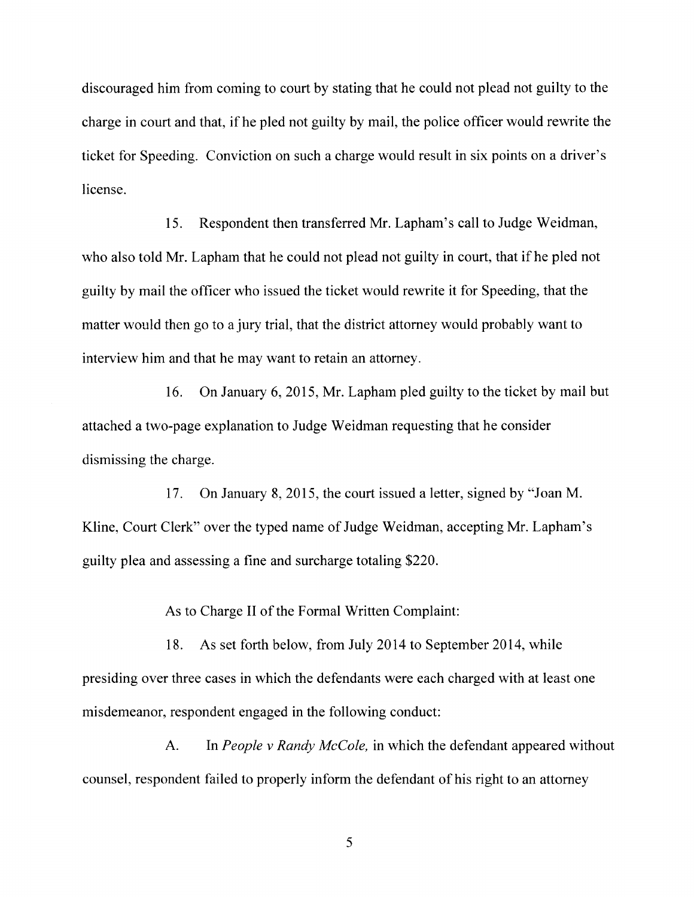discouraged him from coming to court by stating that he could not plead not guilty to the charge in court and that, if he pled not guilty by mail, the police officer would rewrite the ticket for Speeding. Conviction on such a charge would result in six points on a driver's license.

15. Respondent then transferred Mr. Lapham's call to Judge Weidman, who also told Mr. Lapham that he could not plead not guilty in court, that if he pled not guilty by mail the officer who issued the ticket would rewrite it for Speeding, that the matter would then go to a jury trial, that the district attorney would probably want to interview him and that he may want to retain an attorney.

16. On January 6, 2015, Mr. Lapham pled guilty to the ticket by mail but attached a two-page explanation to Judge Weidman requesting that he consider dismissing the charge.

17. On January 8, 2015, the court issued a letter, signed by "Joan M. Kline, Court Clerk" over the typed name of Judge Weidman, accepting Mr. Lapham's guilty plea and assessing a fine and surcharge totaling $220.

As to Charge II of the Formal Written Complaint:

18. As set forth below, from July 2014 to September 2014, while presiding over three cases in which the defendants were each charged with at least one misdemeanor, respondent engaged in the following conduct:

A. In *People v Randy McCole,* in which the defendant appeared without counsel, respondent failed to properly inform the defendant of his right to an attorney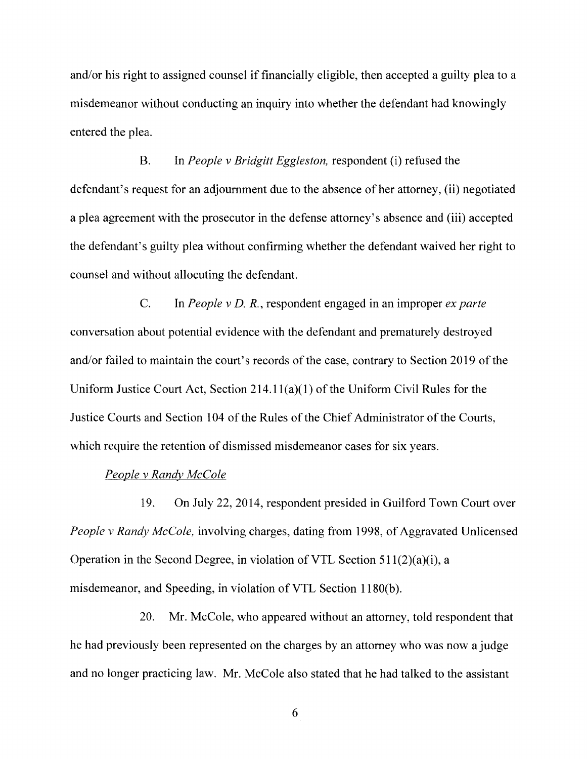and/or his right to assigned counsel if financially eligible, then accepted a guilty plea to a misdemeanor without conducting an inquiry into whether the defendant had knowingly entered the plea.

B. In *People v Bridgitt Eggleston,* respondent (i) refused the defendant's request for an adjournment due to the absence of her attorney, (ii) negotiated a plea agreement with the prosecutor in the defense attorney's absence and (iii) accepted the defendant's guilty plea without confirming whether the defendant waived her right to counsel and without allocuting the defendant.

C. In *People v D. R.*, respondent engaged in an improper *ex parte* conversation about potential evidence with the defendant and prematurely destroyed and/or failed to maintain the court's records of the case, contrary to Section 2019 of the Uniform Justice Court Act, Section 214.11(a)(1) of the Uniform Civil Rules for the Justice Courts and Section 104 of the Rules of the Chief Administrator of the Courts, which require the retention of dismissed misdemeanor cases for six years.

*People v Randy McCole*

19. On July 22, 2014, respondent presided in Guilford Town Court over *People v Randy McCole,* involving charges, dating from 1998, of Aggravated Unlicensed Operation in the Second Degree, in violation of VTL Section 511(2)(a)(i), a misdemeanor, and Speeding, in violation of VTL Section 1180(b).

20. Mr. McCole, who appeared without an attorney, told respondent that he had previously been represented on the charges by an attorney who was now a judge and no longer practicing law. Mr. McCole also stated that he had talked to the assistant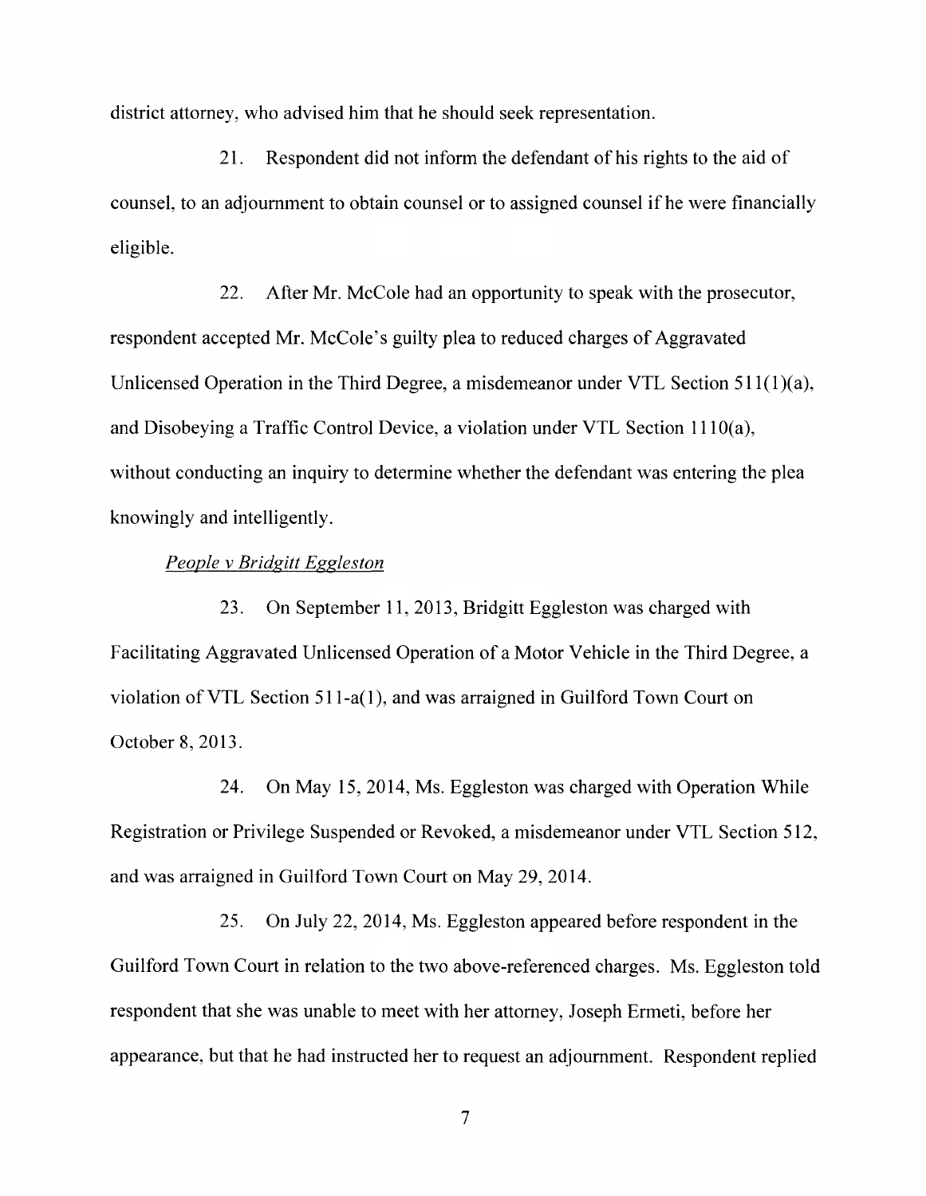district attorney, who advised him that he should seek representation.

21. Respondent did not inform the defendant of his rights to the aid of counsel, to an adjournment to obtain counsel or to assigned counsel if he were financially eligible.

22. After Mr. McCole had an opportunity to speak with the prosecutor, respondent accepted Mr. McCole's guilty plea to reduced charges of Aggravated Unlicensed Operation in the Third Degree, a misdemeanor under VTL Section 511(1)(a), and Disobeying a Traffic Control Device, a violation under VTL Section 1110(a), without conducting an inquiry to determine whether the defendant was entering the plea knowingly and intelligently.

*People v Bridgitt Eggleston*

23. On September 11, 2013, Bridgitt Eggleston was charged with Facilitating Aggravated Unlicensed Operation of a Motor Vehicle in the Third Degree, a violation of VTL Section 511-a(1), and was arraigned in Guilford Town Court on October 8, 2013.

24. On May 15, 2014, Ms. Eggleston was charged with Operation While Registration or Privilege Suspended or Revoked, a misdemeanor under VTL Section 512, and was arraigned in Guilford Town Court on May 29, 2014.

25. On July 22, 2014, Ms. Eggleston appeared before respondent in the Guilford Town Court in relation to the two above-referenced charges. Ms. Eggleston told respondent that she was unable to meet with her attorney, Joseph Ermeti, before her appearance, but that he had instructed her to request an adjournment. Respondent replied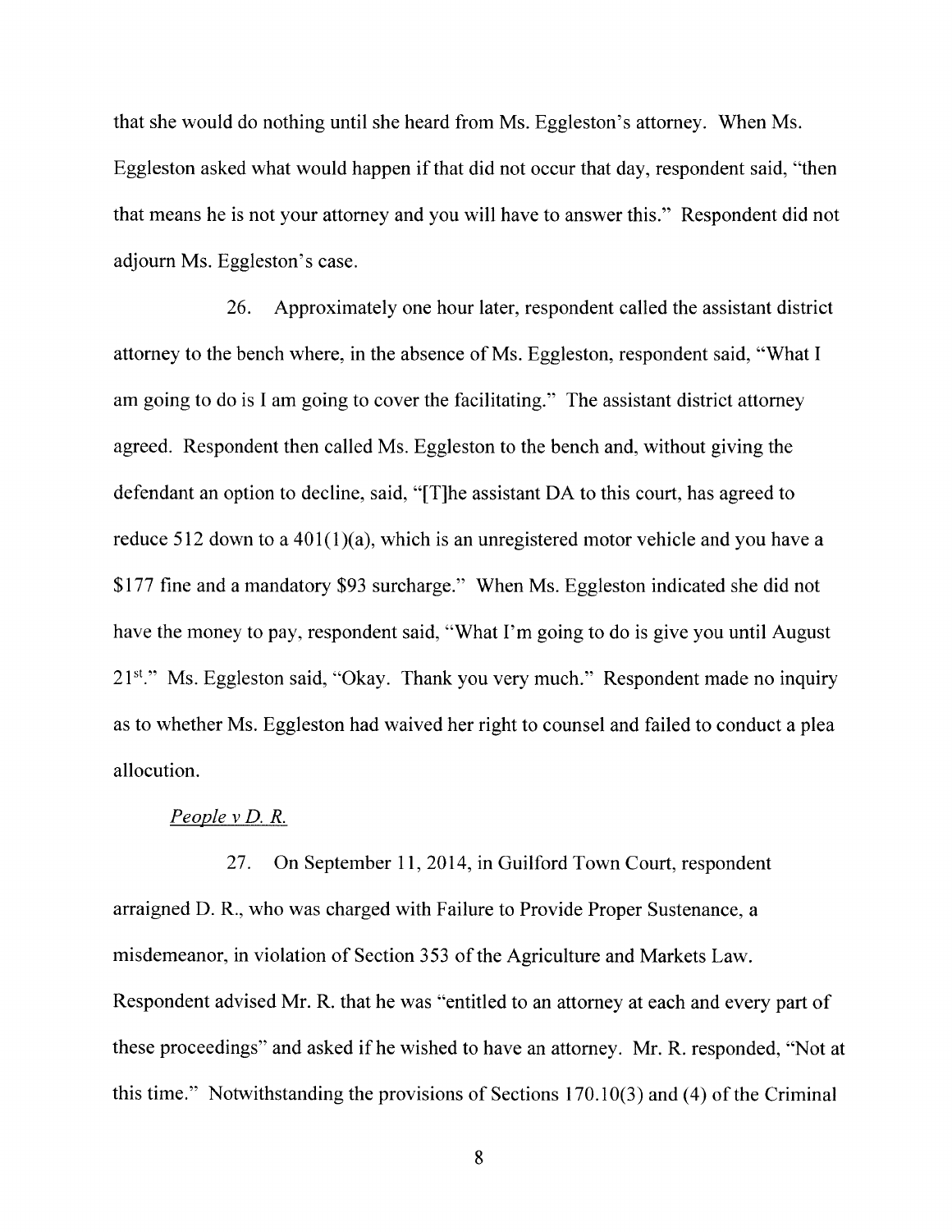that she would do nothing until she heard from Ms. Eggleston's attorney. When Ms. Eggleston asked what would happen if that did not occur that day, respondent said, "then that means he is not your attorney and you will have to answer this." Respondent did not adjourn Ms. Eggleston's case.

26. Approximately one hour later, respondent called the assistant district attorney to the bench where, in the absence of Ms. Eggleston, respondent said, "What I am going to do is I am going to cover the facilitating." The assistant district attorney agreed. Respondent then called Ms. Eggleston to the bench and, without giving the defendant an option to decline, said, "[T]he assistant DA to this court, has agreed to reduce 512 down to a 401(1)(a), which is an unregistered motor vehicle and you have a $177 fine and a mandatory $93 surcharge." When Ms. Eggleston indicated she did not have the money to pay, respondent said, "What I'm going to do is give you until August 21st." Ms. Eggleston said, "Okay. Thank you very much." Respondent made no inquiry as to whether Ms. Eggleston had waived her right to counsel and failed to conduct a plea allocution.

*People v D. R.*

27. On September 11, 2014, in Guilford Town Court, respondent arraigned D. R., who was charged with Failure to Provide Proper Sustenance, a misdemeanor, in violation of Section 353 of the Agriculture and Markets Law. Respondent advised Mr. R. that he was "entitled to an attorney at each and every part of these proceedings" and asked if he wished to have an attorney. Mr. R. responded, "Not at this time." Notwithstanding the provisions of Sections 170.10(3) and (4) of the Criminal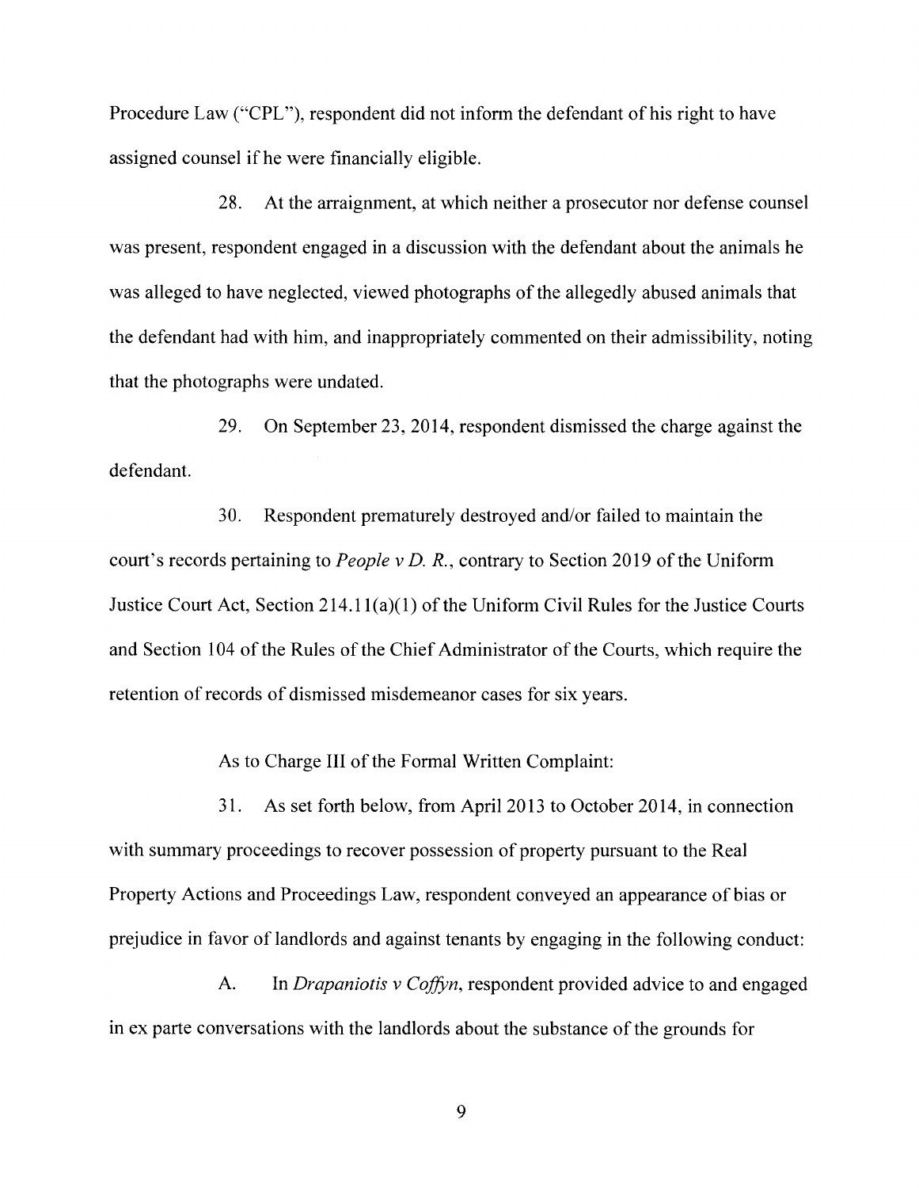Procedure Law ("CPL"), respondent did not inform the defendant of his right to have assigned counsel if he were financially eligible.

28. At the arraignment, at which neither a prosecutor nor defense counsel was present, respondent engaged in a discussion with the defendant about the animals he was alleged to have neglected, viewed photographs of the allegedly abused animals that the defendant had with him, and inappropriately commented on their admissibility, noting that the photographs were undated.

29. On September 23, 2014, respondent dismissed the charge against the defendant.

30. Respondent prematurely destroyed and/or failed to maintain the court's records pertaining to *People v D. R.*, contrary to Section 2019 of the Uniform Justice Court Act, Section 214.11(a)(1) of the Uniform Civil Rules for the Justice Courts and Section 104 of the Rules of the Chief Administrator of the Courts, which require the retention of records of dismissed misdemeanor cases for six years.

As to Charge III of the Formal Written Complaint:

31. As set forth below, from April 2013 to October 2014, in connection with summary proceedings to recover possession of property pursuant to the Real Property Actions and Proceedings Law, respondent conveyed an appearance of bias or prejudice in favor of landlords and against tenants by engaging in the following conduct:

A. In *Drapaniotis v Coffyn*, respondent provided advice to and engaged in ex parte conversations with the landlords about the substance of the grounds for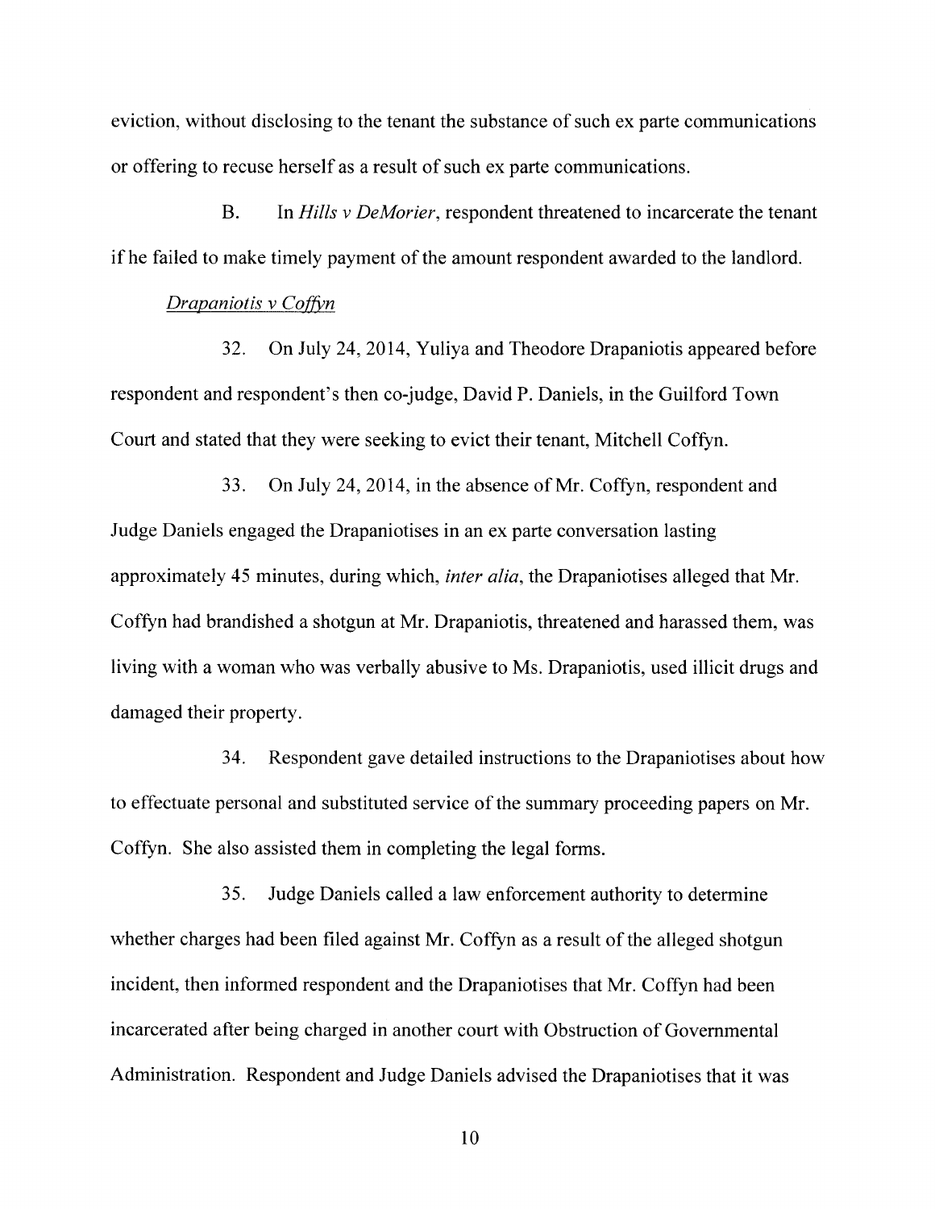eviction, without disclosing to the tenant the substance of such ex parte communications or offering to recuse herself as a result of such ex parte communications.

B. In *Hills v DeMorier*, respondent threatened to incarcerate the tenant if he failed to make timely payment of the amount respondent awarded to the landlord.

*Drapaniotis v Coffyn*

32. On July 24, 2014, Yuliya and Theodore Drapaniotis appeared before respondent and respondent's then co-judge, David P. Daniels, in the Guilford Town Court and stated that they were seeking to evict their tenant, Mitchell Coffyn.

33. On July 24, 2014, in the absence of Mr. Coffyn, respondent and Judge Daniels engaged the Drapaniotises in an ex parte conversation lasting approximately 45 minutes, during which, *inter alia*, the Drapaniotises alleged that Mr. Coffyn had brandished a shotgun at Mr. Drapaniotis, threatened and harassed them, was living with a woman who was verbally abusive to Ms. Drapaniotis, used illicit drugs and damaged their property.

34. Respondent gave detailed instructions to the Drapaniotises about how to effectuate personal and substituted service of the summary proceeding papers on Mr. Coffyn. She also assisted them in completing the legal forms.

35. Judge Daniels called a law enforcement authority to determine whether charges had been filed against Mr. Coffyn as a result of the alleged shotgun incident, then informed respondent and the Drapaniotises that Mr. Coffyn had been incarcerated after being charged in another court with Obstruction of Governmental Administration. Respondent and Judge Daniels advised the Drapaniotises that it was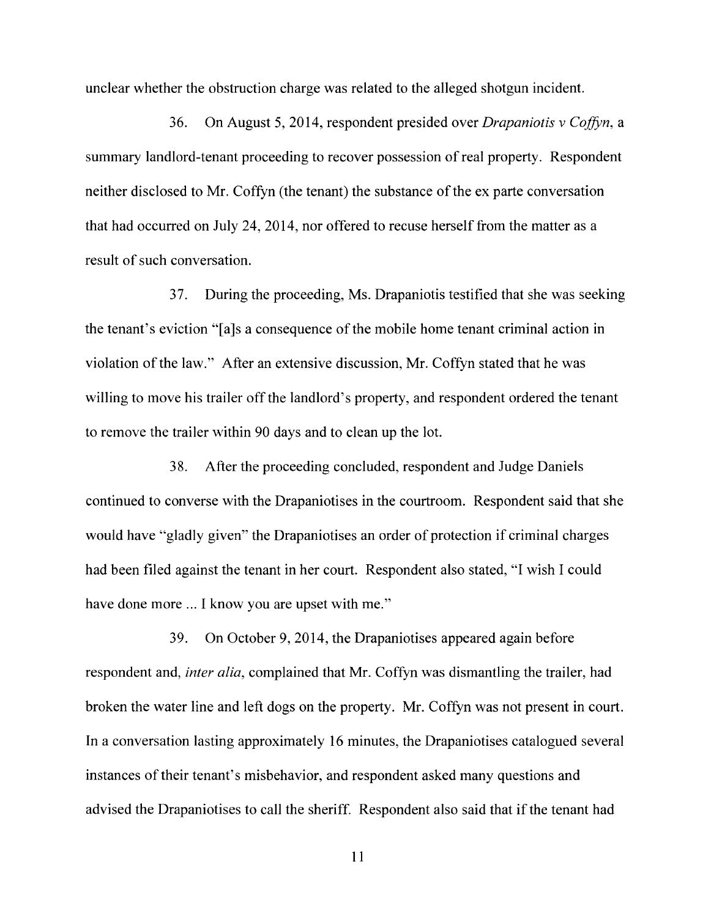unclear whether the obstruction charge was related to the alleged shotgun incident.

36. On August 5, 2014, respondent presided over *Drapaniotis v Coffyn*, a summary landlord-tenant proceeding to recover possession of real property. Respondent neither disclosed to Mr. Coffyn (the tenant) the substance of the ex parte conversation that had occurred on July 24, 2014, nor offered to recuse herself from the matter as a result of such conversation.

37. During the proceeding, Ms. Drapaniotis testified that she was seeking the tenant's eviction "[a]s a consequence of the mobile home tenant criminal action in violation of the law." After an extensive discussion, Mr. Coffyn stated that he was willing to move his trailer off the landlord's property, and respondent ordered the tenant to remove the trailer within 90 days and to clean up the lot.

38. After the proceeding concluded, respondent and Judge Daniels continued to converse with the Drapaniotises in the courtroom. Respondent said that she would have "gladly given" the Drapaniotises an order of protection if criminal charges had been filed against the tenant in her court. Respondent also stated, "I wish I could have done more ... I know you are upset with me."

39. On October 9, 2014, the Drapaniotises appeared again before respondent and, *inter alia*, complained that Mr. Coffyn was dismantling the trailer, had broken the water line and left dogs on the property. Mr. Coffyn was not present in court. In a conversation lasting approximately 16 minutes, the Drapaniotises catalogued several instances of their tenant's misbehavior, and respondent asked many questions and advised the Drapaniotises to call the sheriff. Respondent also said that if the tenant had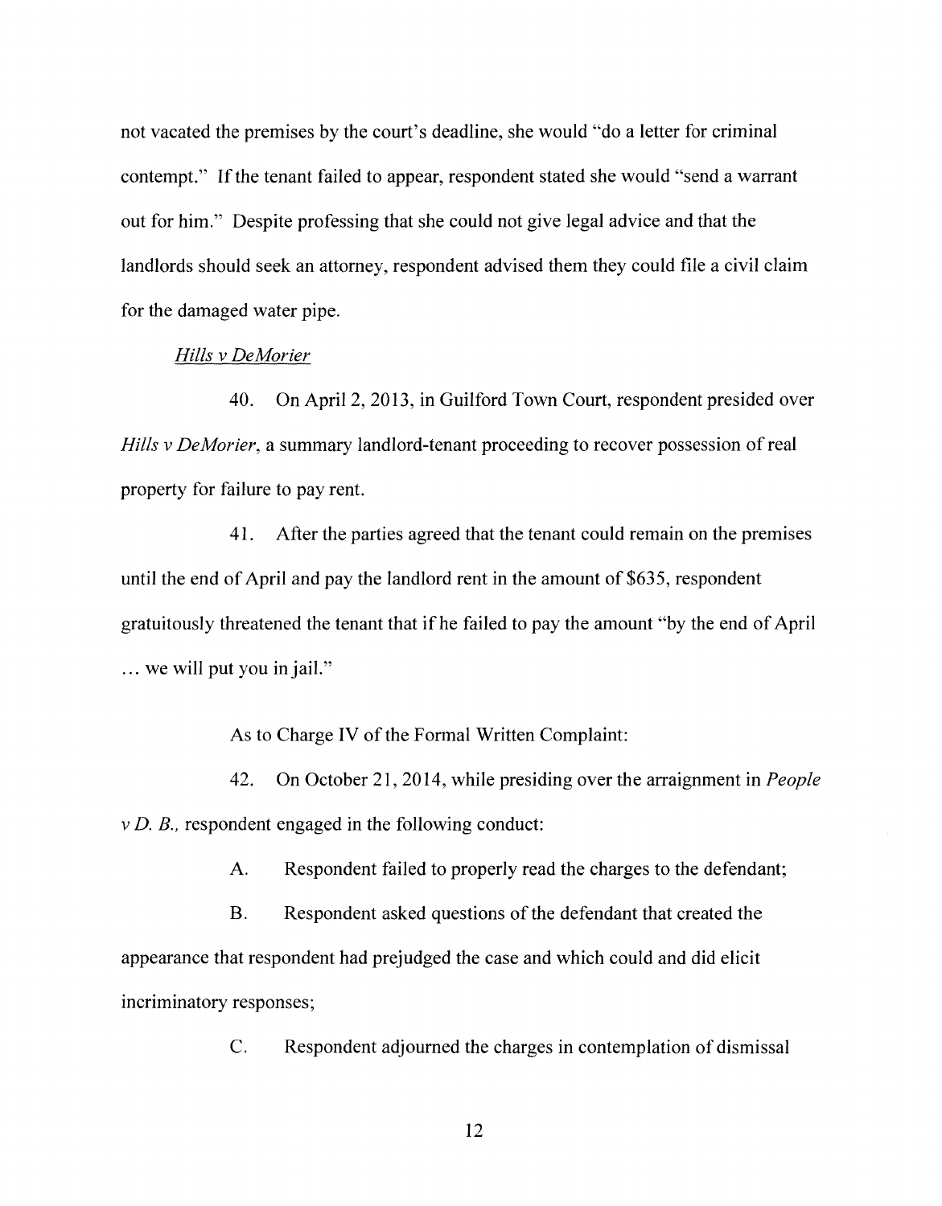not vacated the premises by the court's deadline, she would "do a letter for criminal contempt." If the tenant failed to appear, respondent stated she would "send a warrant out for him." Despite professing that she could not give legal advice and that the landlords should seek an attorney, respondent advised them they could file a civil claim for the damaged water pipe.

*Hills v DeMorier*

40. On April 2, 2013, in Guilford Town Court, respondent presided over *Hills v DeMorier*, a summary landlord-tenant proceeding to recover possession of real property for failure to pay rent.

41. After the parties agreed that the tenant could remain on the premises until the end of April and pay the landlord rent in the amount of $635, respondent gratuitously threatened the tenant that if he failed to pay the amount "by the end of April ... we will put you in jail."

As to Charge IV of the Formal Written Complaint:

42. On October 21, 2014, while presiding over the arraignment in *People v D. B.*, respondent engaged in the following conduct:

A. Respondent failed to properly read the charges to the defendant;

B. Respondent asked questions of the defendant that created the appearance that respondent had prejudged the case and which could and did elicit incriminatory responses;

C. Respondent adjourned the charges in contemplation of dismissal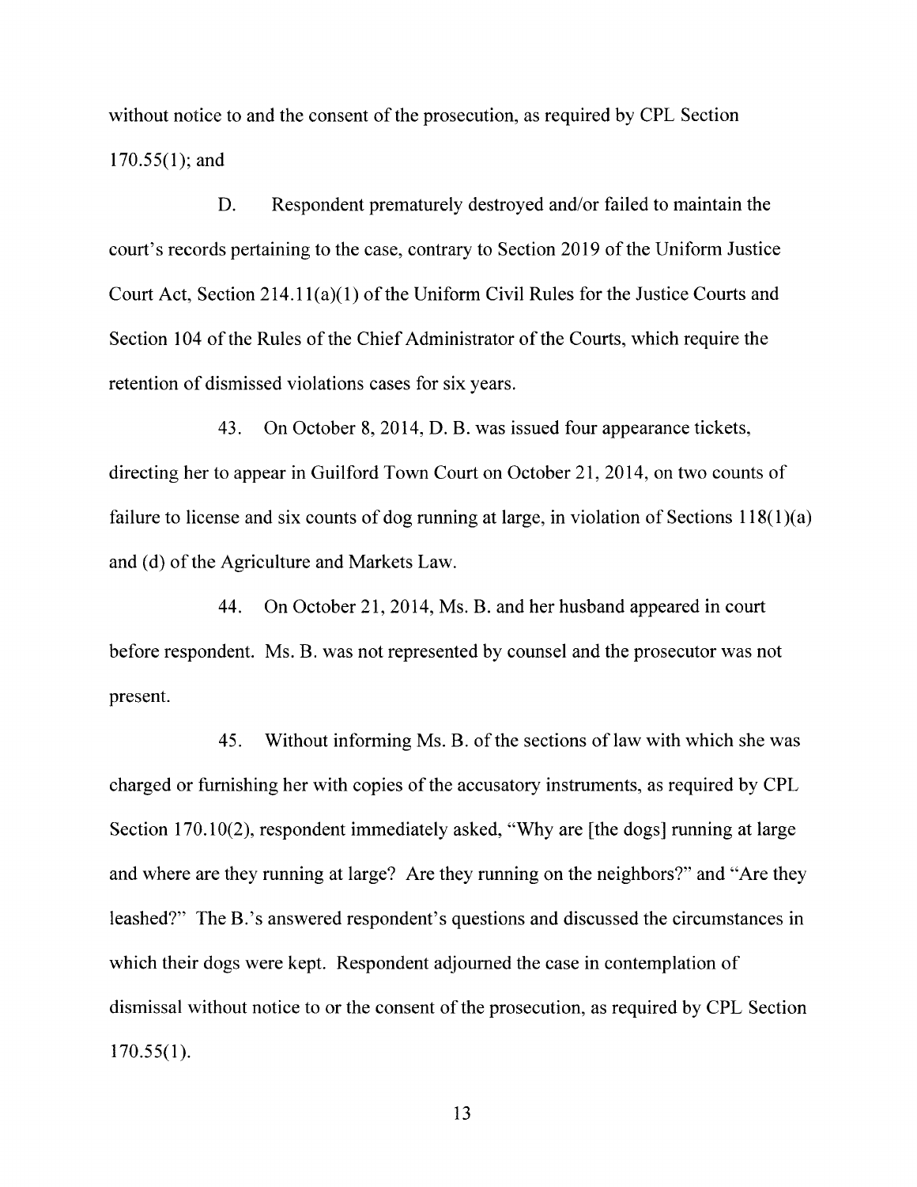without notice to and the consent of the prosecution, as required by CPL Section 170.55(1); and

D. Respondent prematurely destroyed and/or failed to maintain the court's records pertaining to the case, contrary to Section 2019 of the Uniform Justice Court Act, Section 214.11(a)(1) of the Uniform Civil Rules for the Justice Courts and Section 104 of the Rules of the Chief Administrator of the Courts, which require the retention of dismissed violations cases for six years.

43. On October 8, 2014, D. B. was issued four appearance tickets, directing her to appear in Guilford Town Court on October 21, 2014, on two counts of failure to license and six counts of dog running at large, in violation of Sections 118(1)(a) and (d) of the Agriculture and Markets Law.

44. On October 21, 2014, Ms. B. and her husband appeared in court before respondent. Ms. B. was not represented by counsel and the prosecutor was not present.

45. Without informing Ms. B. of the sections of law with which she was charged or furnishing her with copies of the accusatory instruments, as required by CPL Section 170.10(2), respondent immediately asked, "Why are [the dogs] running at large and where are they running at large? Are they running on the neighbors?" and "Are they leashed?" The B.'s answered respondent's questions and discussed the circumstances in which their dogs were kept. Respondent adjourned the case in contemplation of dismissal without notice to or the consent of the prosecution, as required by CPL Section 170.55(1).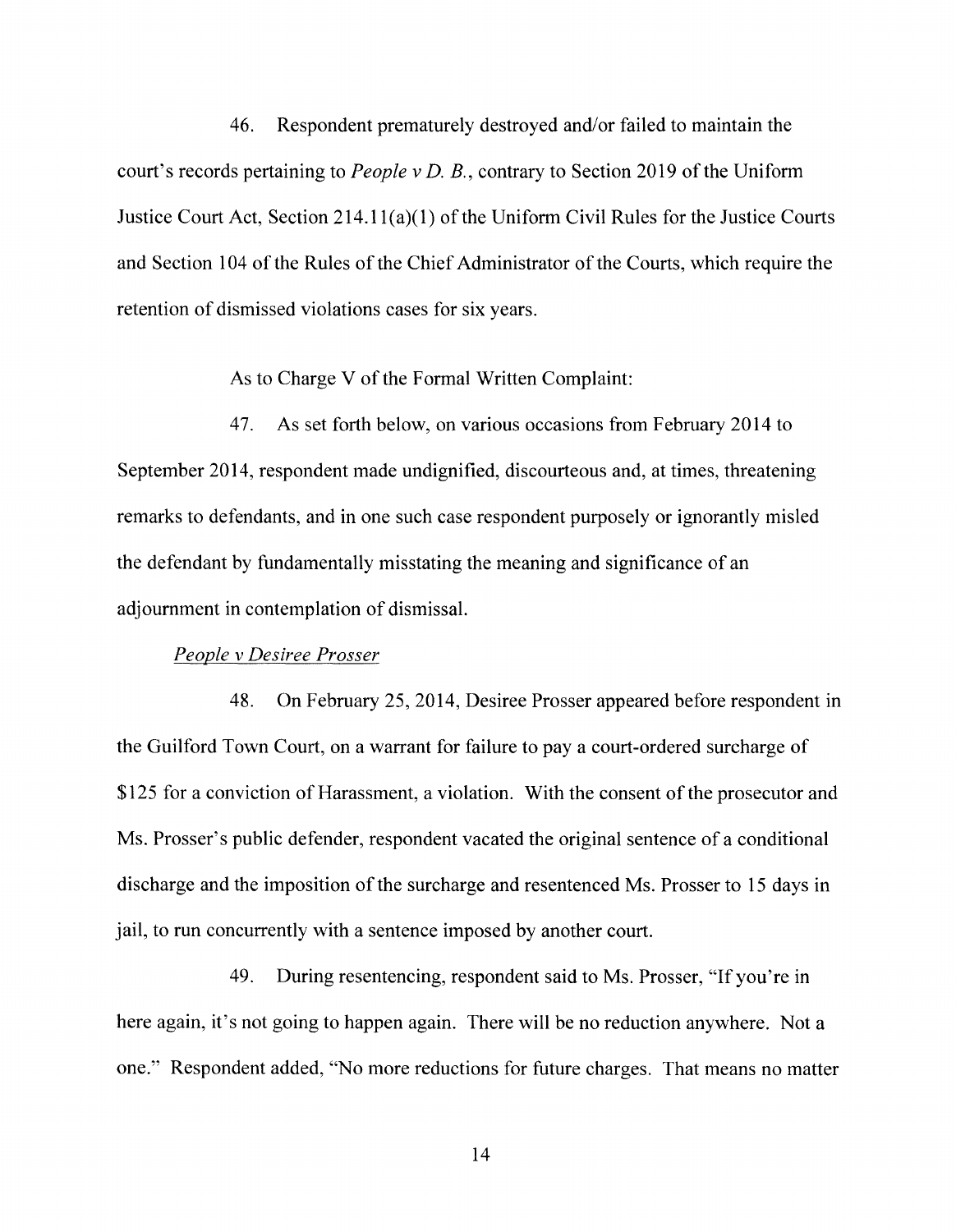46. Respondent prematurely destroyed and/or failed to maintain the court's records pertaining to *People v D. B.*, contrary to Section 2019 of the Uniform Justice Court Act, Section 214.11(a)(1) of the Uniform Civil Rules for the Justice Courts and Section 104 of the Rules of the Chief Administrator of the Courts, which require the retention of dismissed violations cases for six years.

As to Charge V of the Formal Written Complaint:

47. As set forth below, on various occasions from February 2014 to September 2014, respondent made undignified, discourteous and, at times, threatening remarks to defendants, and in one such case respondent purposely or ignorantly misled the defendant by fundamentally misstating the meaning and significance of an adjournment in contemplation of dismissal.

*People v Desiree Prosser*

48. On February 25, 2014, Desiree Prosser appeared before respondent in the Guilford Town Court, on a warrant for failure to pay a court-ordered surcharge of $125 for a conviction of Harassment, a violation. With the consent of the prosecutor and Ms. Prosser's public defender, respondent vacated the original sentence of a conditional discharge and the imposition of the surcharge and resentenced Ms. Prosser to 15 days in jail, to run concurrently with a sentence imposed by another court.

49. During resentencing, respondent said to Ms. Prosser, "If you're in here again, it's not going to happen again. There will be no reduction anywhere. Not a one." Respondent added, "No more reductions for future charges. That means no matter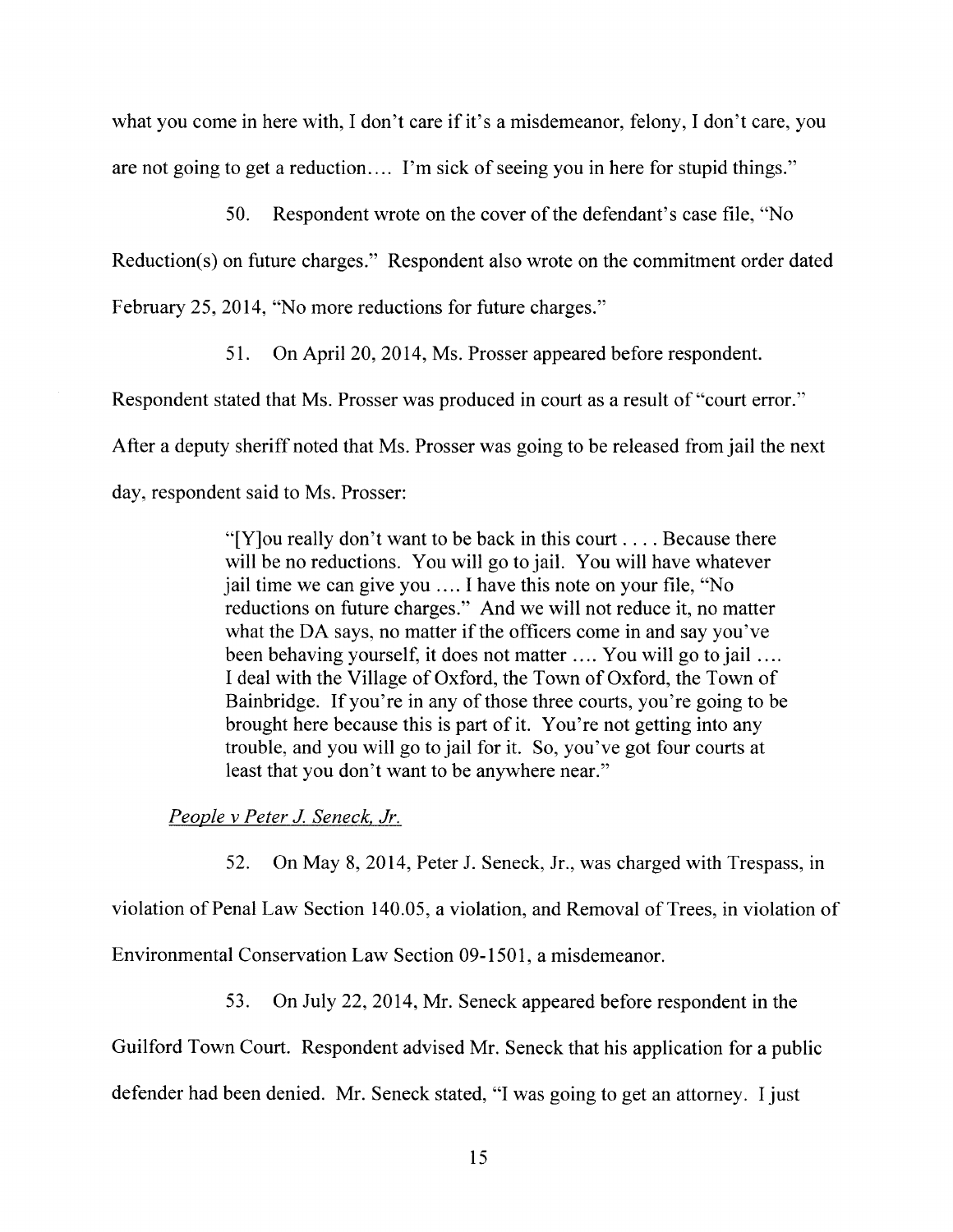what you come in here with, I don't care if it's a misdemeanor, felony, I don't care, you are not going to get a reduction.... I'm sick of seeing you in here for stupid things."

50. Respondent wrote on the cover of the defendant's case file, "No Reduction(s) on future charges." Respondent also wrote on the commitment order dated February 25, 2014, "No more reductions for future charges."

51. On April 20, 2014, Ms. Prosser appeared before respondent. Respondent stated that Ms. Prosser was produced in court as a result of "court error." After a deputy sheriff noted that Ms. Prosser was going to be released from jail the next day, respondent said to Ms. Prosser:

> "[Y]ou really don't want to be back in this court . . . . Because there will be no reductions. You will go to jail. You will have whatever jail time we can give you .... I have this note on your file, "No reductions on future charges." And we will not reduce it, no matter what the DA says, no matter if the officers come in and say you've been behaving yourself, it does not matter .... You will go to jail .... I deal with the Village of Oxford, the Town of Oxford, the Town of Bainbridge. If you're in any of those three courts, you're going to be brought here because this is part of it. You're not getting into any trouble, and you will go to jail for it. So, you've got four courts at least that you don't want to be anywhere near."

*People v Peter J. Seneck, Jr.*

52. On May 8, 2014, Peter J. Seneck, Jr., was charged with Trespass, in violation of Penal Law Section 140.05, a violation, and Removal of Trees, in violation of Environmental Conservation Law Section 09-1501, a misdemeanor.

53. On July 22, 2014, Mr. Seneck appeared before respondent in the Guilford Town Court. Respondent advised Mr. Seneck that his application for a public defender had been denied. Mr. Seneck stated, "I was going to get an attorney. I just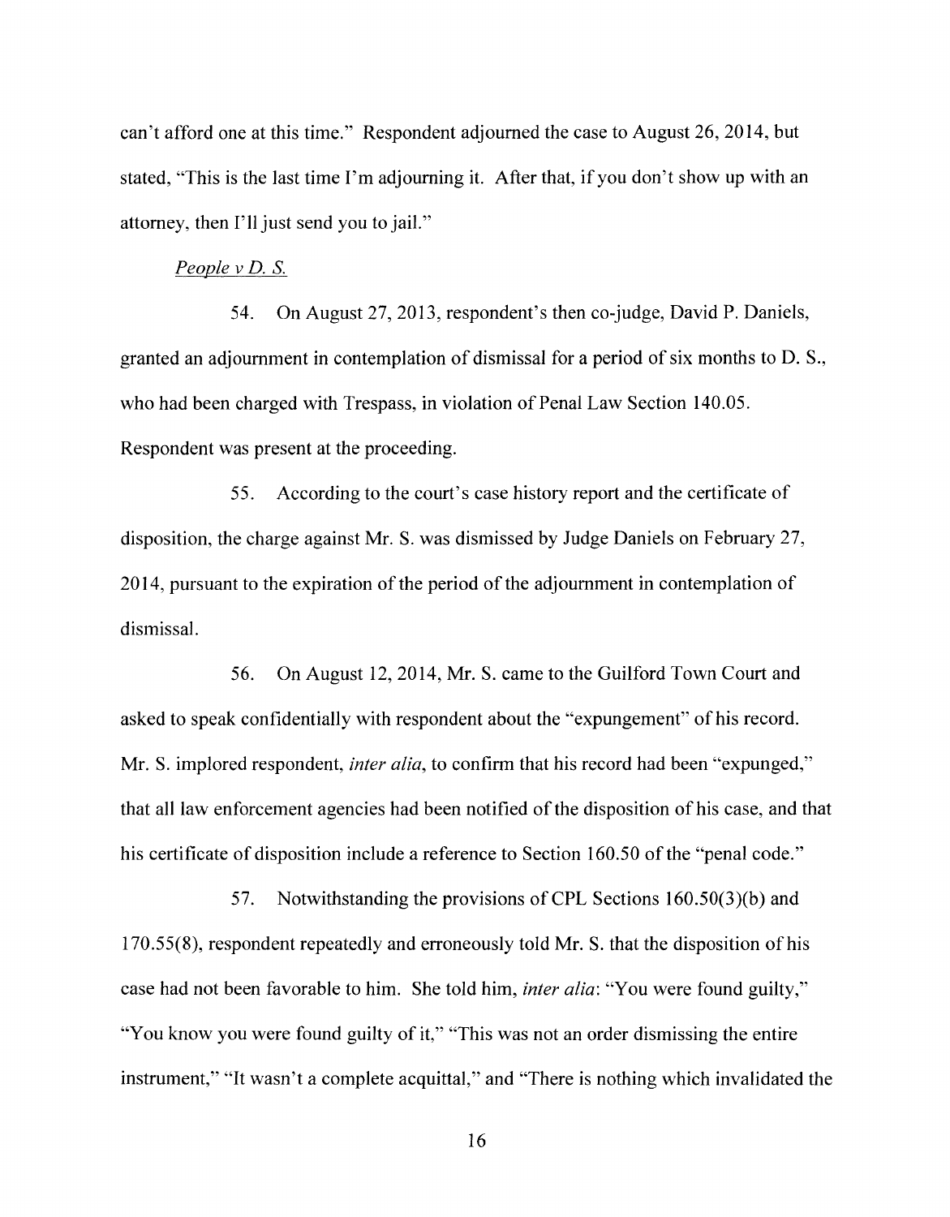can't afford one at this time." Respondent adjourned the case to August 26, 2014, but stated, "This is the last time I'm adjourning it. After that, if you don't show up with an attorney, then I'll just send you to jail."

*People v D. S.*

54. On August 27, 2013, respondent's then co-judge, David P. Daniels, granted an adjournment in contemplation of dismissal for a period of six months to D. S., who had been charged with Trespass, in violation of Penal Law Section 140.05. Respondent was present at the proceeding.

55. According to the court's case history report and the certificate of disposition, the charge against Mr. S. was dismissed by Judge Daniels on February 27, 2014, pursuant to the expiration of the period of the adjournment in contemplation of dismissal.

56. On August 12, 2014, Mr. S. came to the Guilford Town Court and asked to speak confidentially with respondent about the "expungement" of his record. Mr. S. implored respondent, *inter alia*, to confirm that his record had been "expunged," that all law enforcement agencies had been notified of the disposition of his case, and that his certificate of disposition include a reference to Section 160.50 of the "penal code."

57. Notwithstanding the provisions of CPL Sections 160.50(3)(b) and 170.55(8), respondent repeatedly and erroneously told Mr. S. that the disposition of his case had not been favorable to him. She told him, *inter alia*: "You were found guilty," "You know you were found guilty of it," "This was not an order dismissing the entire instrument," "It wasn't a complete acquittal," and "There is nothing which invalidated the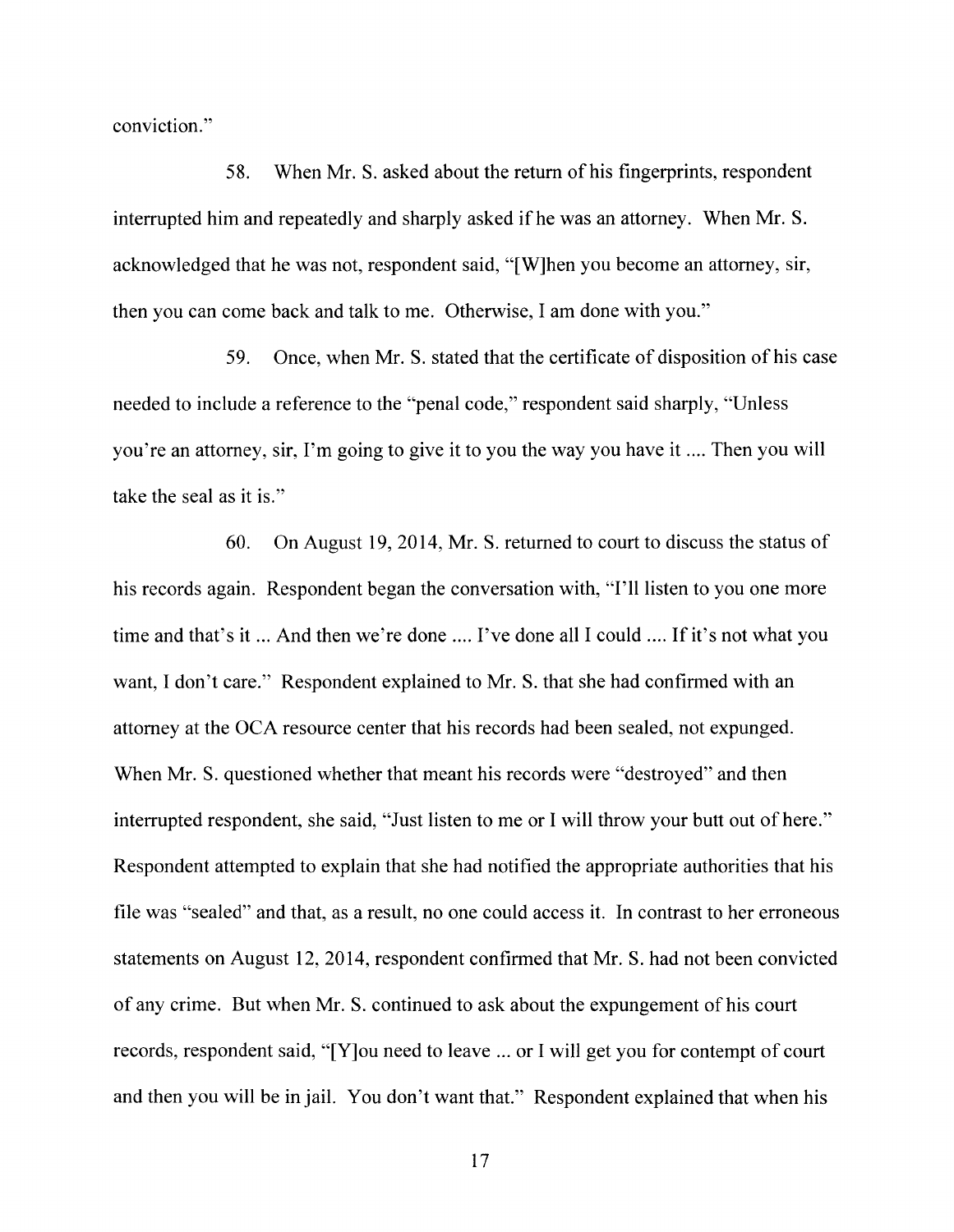conviction."

58. When Mr. S. asked about the return of his fingerprints, respondent interrupted him and repeatedly and sharply asked if he was an attorney. When Mr. S. acknowledged that he was not, respondent said, "[W]hen you become an attorney, sir, then you can come back and talk to me. Otherwise, I am done with you."

59. Once, when Mr. S. stated that the certificate of disposition of his case needed to include a reference to the "penal code," respondent said sharply, "Unless you're an attorney, sir, I'm going to give it to you the way you have it .... Then you will take the seal as it is."

60. On August 19, 2014, Mr. S. returned to court to discuss the status of his records again. Respondent began the conversation with, "I'll listen to you one more time and that's it ... And then we're done .... I've done all I could .... If it's not what you want, I don't care." Respondent explained to Mr. S. that she had confirmed with an attorney at the OCA resource center that his records had been sealed, not expunged. When Mr. S. questioned whether that meant his records were "destroyed" and then interrupted respondent, she said, "Just listen to me or I will throw your butt out of here." Respondent attempted to explain that she had notified the appropriate authorities that his file was "sealed" and that, as a result, no one could access it. In contrast to her erroneous statements on August 12, 2014, respondent confirmed that Mr. S. had not been convicted of any crime. But when Mr. S. continued to ask about the expungement of his court records, respondent said, "[Y]ou need to leave ... or I will get you for contempt of court and then you will be in jail. You don't want that." Respondent explained that when his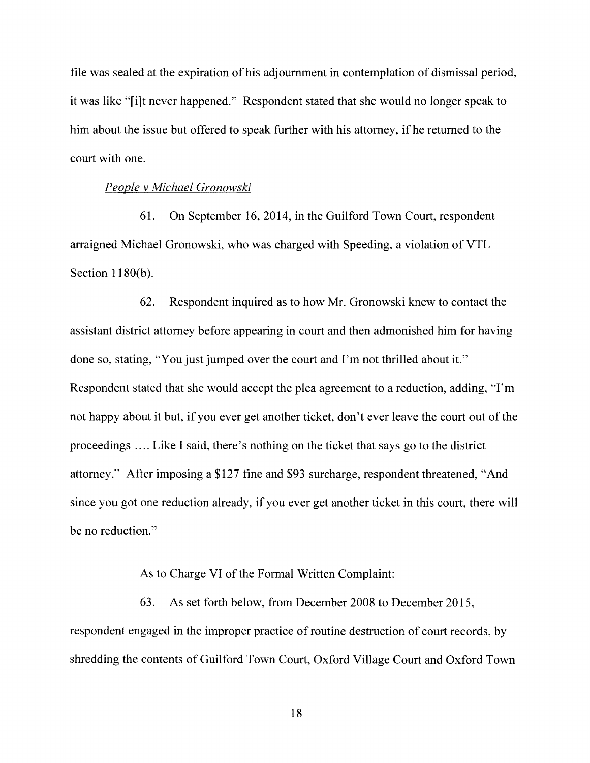file was sealed at the expiration of his adjournment in contemplation of dismissal period, it was like "[i]t never happened." Respondent stated that she would no longer speak to him about the issue but offered to speak further with his attorney, if he returned to the court with one.

*People v Michael Gronowski*

61. On September 16, 2014, in the Guilford Town Court, respondent arraigned Michael Gronowski, who was charged with Speeding, a violation of VTL Section 1180(b).

62. Respondent inquired as to how Mr. Gronowski knew to contact the assistant district attorney before appearing in court and then admonished him for having done so, stating, "You just jumped over the court and I'm not thrilled about it." Respondent stated that she would accept the plea agreement to a reduction, adding, "I'm not happy about it but, if you ever get another ticket, don't ever leave the court out of the proceedings .... Like I said, there's nothing on the ticket that says go to the district attorney." After imposing a $127 fine and $93 surcharge, respondent threatened, "And since you got one reduction already, if you ever get another ticket in this court, there will be no reduction."

As to Charge VI of the Formal Written Complaint:

63. As set forth below, from December 2008 to December 2015, respondent engaged in the improper practice of routine destruction of court records, by shredding the contents of Guilford Town Court, Oxford Village Court and Oxford Town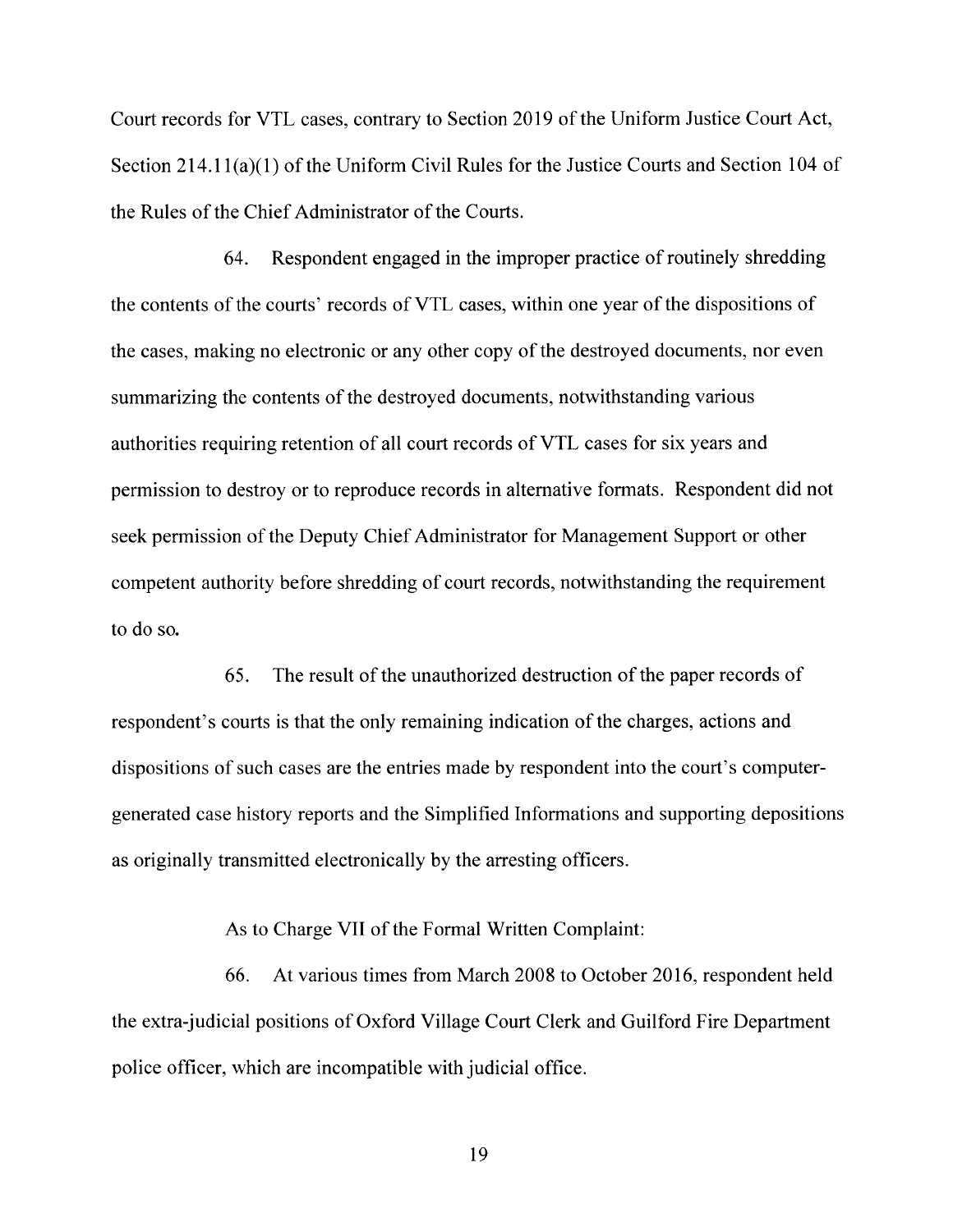Court records for VTL cases, contrary to Section 2019 of the Uniform Justice Court Act, Section 214.11(a)(1) of the Uniform Civil Rules for the Justice Courts and Section 104 of the Rules of the Chief Administrator of the Courts.

64. Respondent engaged in the improper practice of routinely shredding the contents of the courts' records of VTL cases, within one year of the dispositions of the cases, making no electronic or any other copy of the destroyed documents, nor even summarizing the contents of the destroyed documents, notwithstanding various authorities requiring retention of all court records of VTL cases for six years and permission to destroy or to reproduce records in alternative formats. Respondent did not seek permission of the Deputy Chief Administrator for Management Support or other competent authority before shredding of court records, notwithstanding the requirement to do so.

65. The result of the unauthorized destruction of the paper records of respondent's courts is that the only remaining indication of the charges, actions and dispositions of such cases are the entries made by respondent into the court's computer-generated case history reports and the Simplified Informations and supporting depositions as originally transmitted electronically by the arresting officers.

As to Charge VII of the Formal Written Complaint:

66. At various times from March 2008 to October 2016, respondent held the extra-judicial positions of Oxford Village Court Clerk and Guilford Fire Department police officer, which are incompatible with judicial office.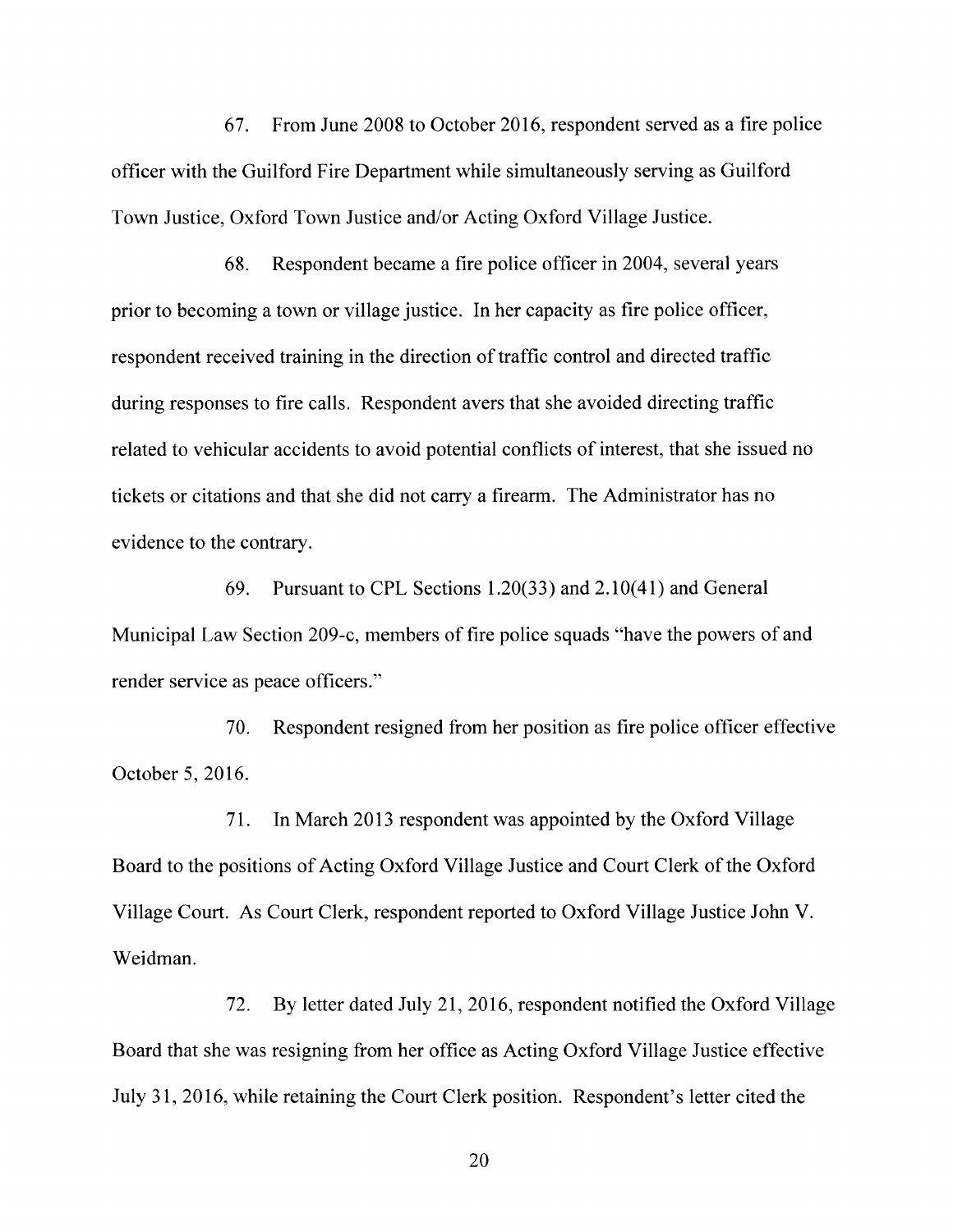67. From June 2008 to October 2016, respondent served as a fire police officer with the Guilford Fire Department while simultaneously serving as Guilford Town Justice, Oxford Town Justice and/or Acting Oxford Village Justice.

68. Respondent became a fire police officer in 2004, several years prior to becoming a town or village justice. In her capacity as fire police officer, respondent received training in the direction of traffic control and directed traffic during responses to fire calls. Respondent avers that she avoided directing traffic related to vehicular accidents to avoid potential conflicts of interest, that she issued no tickets or citations and that she did not carry a firearm. The Administrator has no evidence to the contrary.

69. Pursuant to CPL Sections 1.20(33) and 2.10(41) and General Municipal Law Section 209-c, members of fire police squads "have the powers of and render service as peace officers."

70. Respondent resigned from her position as fire police officer effective October 5, 2016.

71. In March 2013 respondent was appointed by the Oxford Village Board to the positions of Acting Oxford Village Justice and Court Clerk of the Oxford Village Court. As Court Clerk, respondent reported to Oxford Village Justice John V. Weidman.

72. By letter dated July 21, 2016, respondent notified the Oxford Village Board that she was resigning from her office as Acting Oxford Village Justice effective July 31, 2016, while retaining the Court Clerk position. Respondent's letter cited the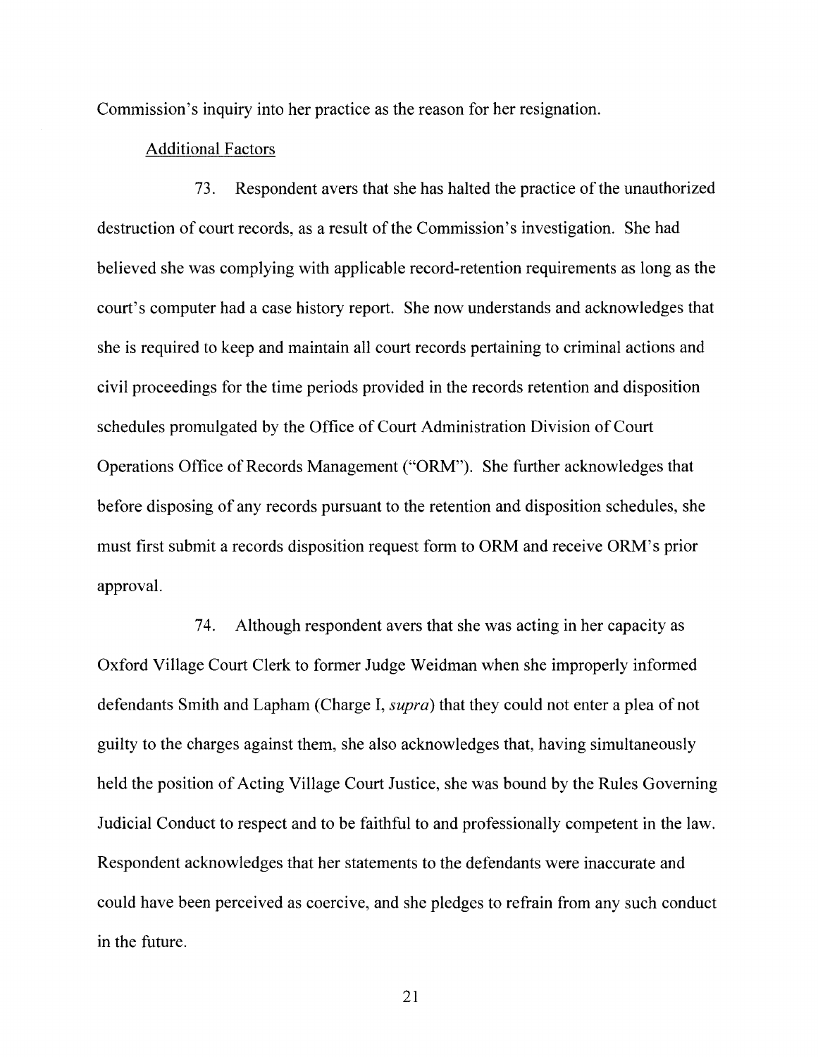Commission's inquiry into her practice as the reason for her resignation.

Additional Factors

73. Respondent avers that she has halted the practice of the unauthorized destruction of court records, as a result of the Commission's investigation. She had believed she was complying with applicable record-retention requirements as long as the court's computer had a case history report. She now understands and acknowledges that she is required to keep and maintain all court records pertaining to criminal actions and civil proceedings for the time periods provided in the records retention and disposition schedules promulgated by the Office of Court Administration Division of Court Operations Office of Records Management ("ORM"). She further acknowledges that before disposing of any records pursuant to the retention and disposition schedules, she must first submit a records disposition request form to ORM and receive ORM's prior approval.

74. Although respondent avers that she was acting in her capacity as Oxford Village Court Clerk to former Judge Weidman when she improperly informed defendants Smith and Lapham (Charge I, *supra*) that they could not enter a plea of not guilty to the charges against them, she also acknowledges that, having simultaneously held the position of Acting Village Court Justice, she was bound by the Rules Governing Judicial Conduct to respect and to be faithful to and professionally competent in the law. Respondent acknowledges that her statements to the defendants were inaccurate and could have been perceived as coercive, and she pledges to refrain from any such conduct in the future.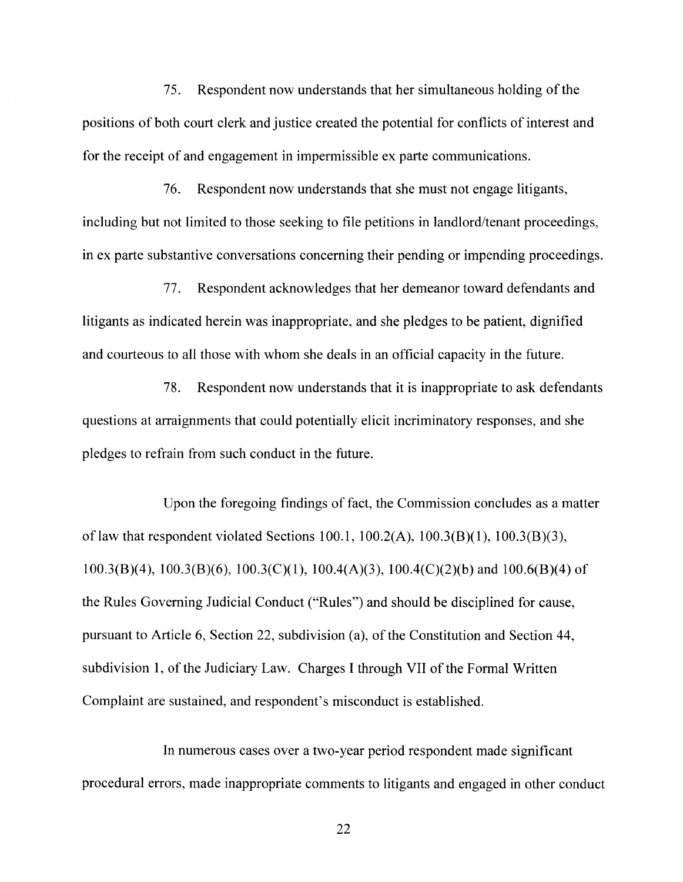75. Respondent now understands that her simultaneous holding of the positions of both court clerk and justice created the potential for conflicts of interest and for the receipt of and engagement in impermissible ex parte communications.

76. Respondent now understands that she must not engage litigants, including but not limited to those seeking to file petitions in landlord/tenant proceedings, in ex parte substantive conversations concerning their pending or impending proceedings.

77. Respondent acknowledges that her demeanor toward defendants and litigants as indicated herein was inappropriate, and she pledges to be patient, dignified and courteous to all those with whom she deals in an official capacity in the future.

78. Respondent now understands that it is inappropriate to ask defendants questions at arraignments that could potentially elicit incriminatory responses, and she pledges to refrain from such conduct in the future.

Upon the foregoing findings of fact, the Commission concludes as a matter of law that respondent violated Sections 100.1, 100.2(A), 100.3(B)(1), 100.3(B)(3), 100.3(B)(4), 100.3(B)(6), 100.3(C)(1), 100.4(A)(3), 100.4(C)(2)(b) and 100.6(B)(4) of the Rules Governing Judicial Conduct ("Rules") and should be disciplined for cause, pursuant to Article 6, Section 22, subdivision (a), of the Constitution and Section 44, subdivision 1, of the Judiciary Law. Charges I through VII of the Formal Written Complaint are sustained, and respondent's misconduct is established.

In numerous cases over a two-year period respondent made significant procedural errors, made inappropriate comments to litigants and engaged in other conduct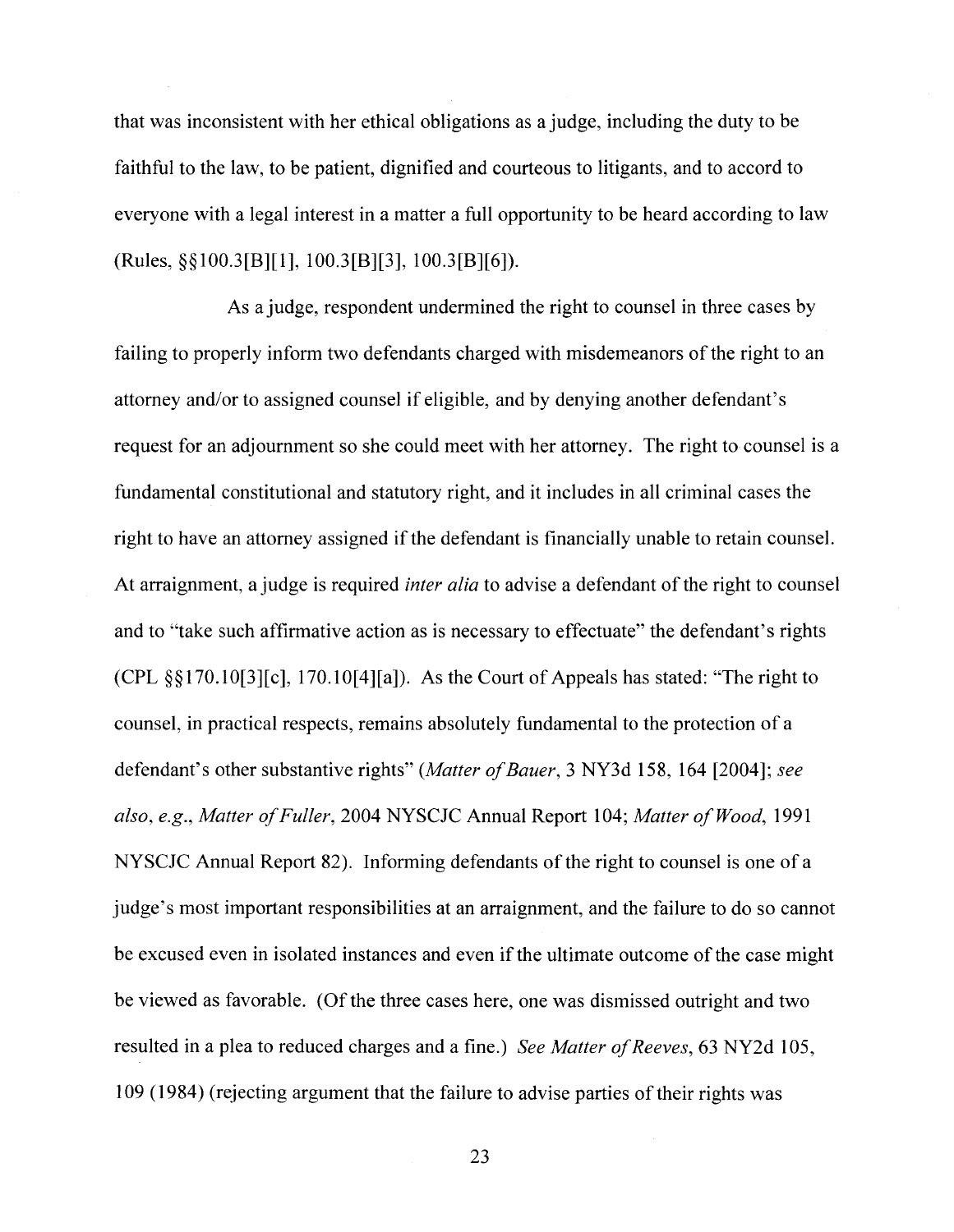that was inconsistent with her ethical obligations as a judge, including the duty to be faithful to the law, to be patient, dignified and courteous to litigants, and to accord to everyone with a legal interest in a matter a full opportunity to be heard according to law (Rules, §§100.3[B][1], 100.3[B][3], 100.3[B][6]).

As a judge, respondent undermined the right to counsel in three cases by failing to properly inform two defendants charged with misdemeanors of the right to an attorney and/or to assigned counsel if eligible, and by denying another defendant's request for an adjournment so she could meet with her attorney. The right to counsel is a fundamental constitutional and statutory right, and it includes in all criminal cases the right to have an attorney assigned if the defendant is financially unable to retain counsel. At arraignment, a judge is required *inter alia* to advise a defendant of the right to counsel and to "take such affirmative action as is necessary to effectuate" the defendant's rights (CPL §§170.10[3][c], 170.10[4][a]). As the Court of Appeals has stated: "The right to counsel, in practical respects, remains absolutely fundamental to the protection of a defendant's other substantive rights" (*Matter of Bauer*, 3 NY3d 158, 164 [2004]; *see also, e.g., Matter of Fuller*, 2004 NYSCJC Annual Report 104; *Matter of Wood*, 1991 NYSCJC Annual Report 82). Informing defendants of the right to counsel is one of a judge's most important responsibilities at an arraignment, and the failure to do so cannot be excused even in isolated instances and even if the ultimate outcome of the case might be viewed as favorable. (Of the three cases here, one was dismissed outright and two resulted in a plea to reduced charges and a fine.) *See Matter of Reeves*, 63 NY2d 105, 109 (1984) (rejecting argument that the failure to advise parties of their rights was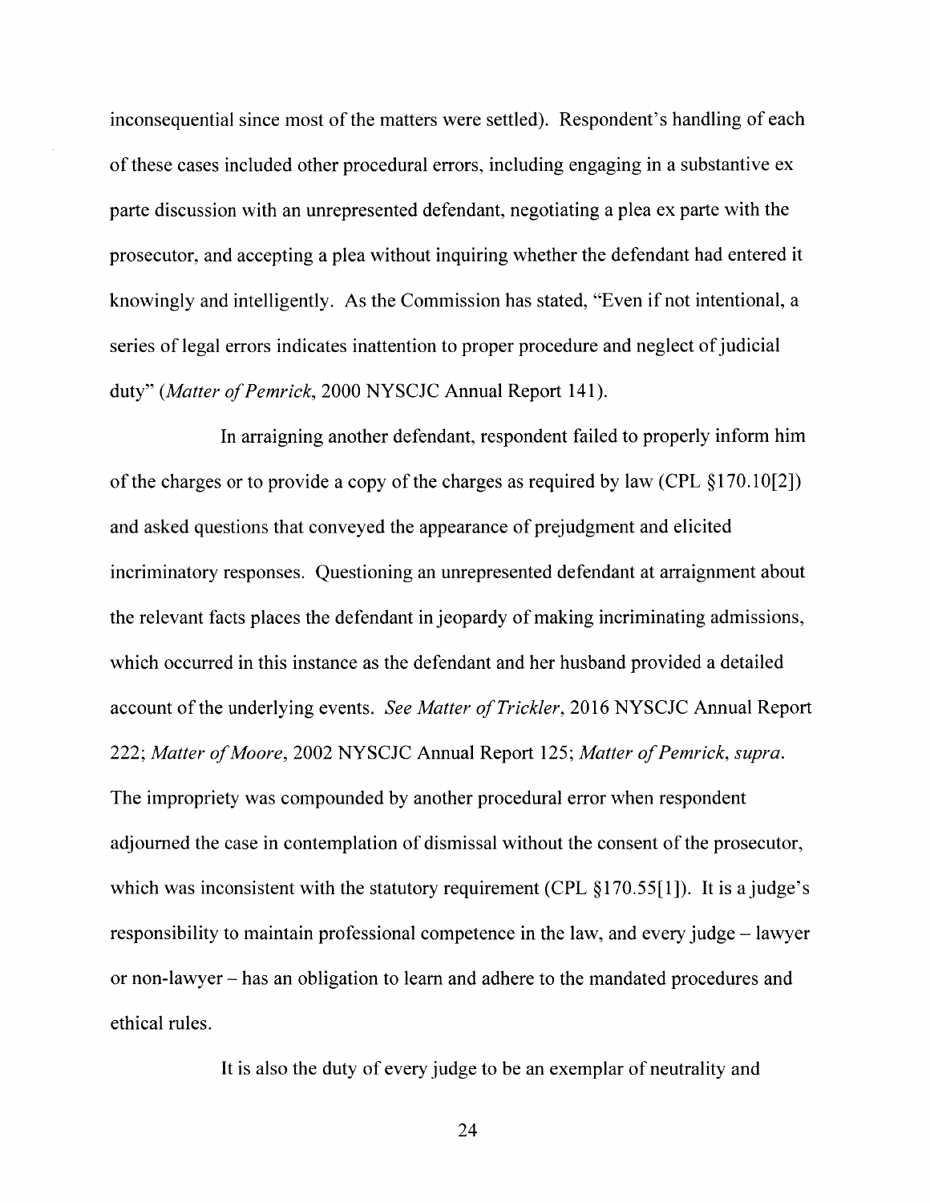inconsequential since most of the matters were settled). Respondent's handling of each of these cases included other procedural errors, including engaging in a substantive ex parte discussion with an unrepresented defendant, negotiating a plea ex parte with the prosecutor, and accepting a plea without inquiring whether the defendant had entered it knowingly and intelligently. As the Commission has stated, "Even if not intentional, a series of legal errors indicates inattention to proper procedure and neglect of judicial duty" (*Matter of Pemrick*, 2000 NYSCJC Annual Report 141).

In arraigning another defendant, respondent failed to properly inform him of the charges or to provide a copy of the charges as required by law (CPL §170.10[2]) and asked questions that conveyed the appearance of prejudgment and elicited incriminatory responses. Questioning an unrepresented defendant at arraignment about the relevant facts places the defendant in jeopardy of making incriminating admissions, which occurred in this instance as the defendant and her husband provided a detailed account of the underlying events. *See Matter of Trickler*, 2016 NYSCJC Annual Report 222; *Matter of Moore*, 2002 NYSCJC Annual Report 125; *Matter of Pemrick, supra*. The impropriety was compounded by another procedural error when respondent adjourned the case in contemplation of dismissal without the consent of the prosecutor, which was inconsistent with the statutory requirement (CPL §170.55[1]). It is a judge's responsibility to maintain professional competence in the law, and every judge – lawyer or non-lawyer – has an obligation to learn and adhere to the mandated procedures and ethical rules.

It is also the duty of every judge to be an exemplar of neutrality and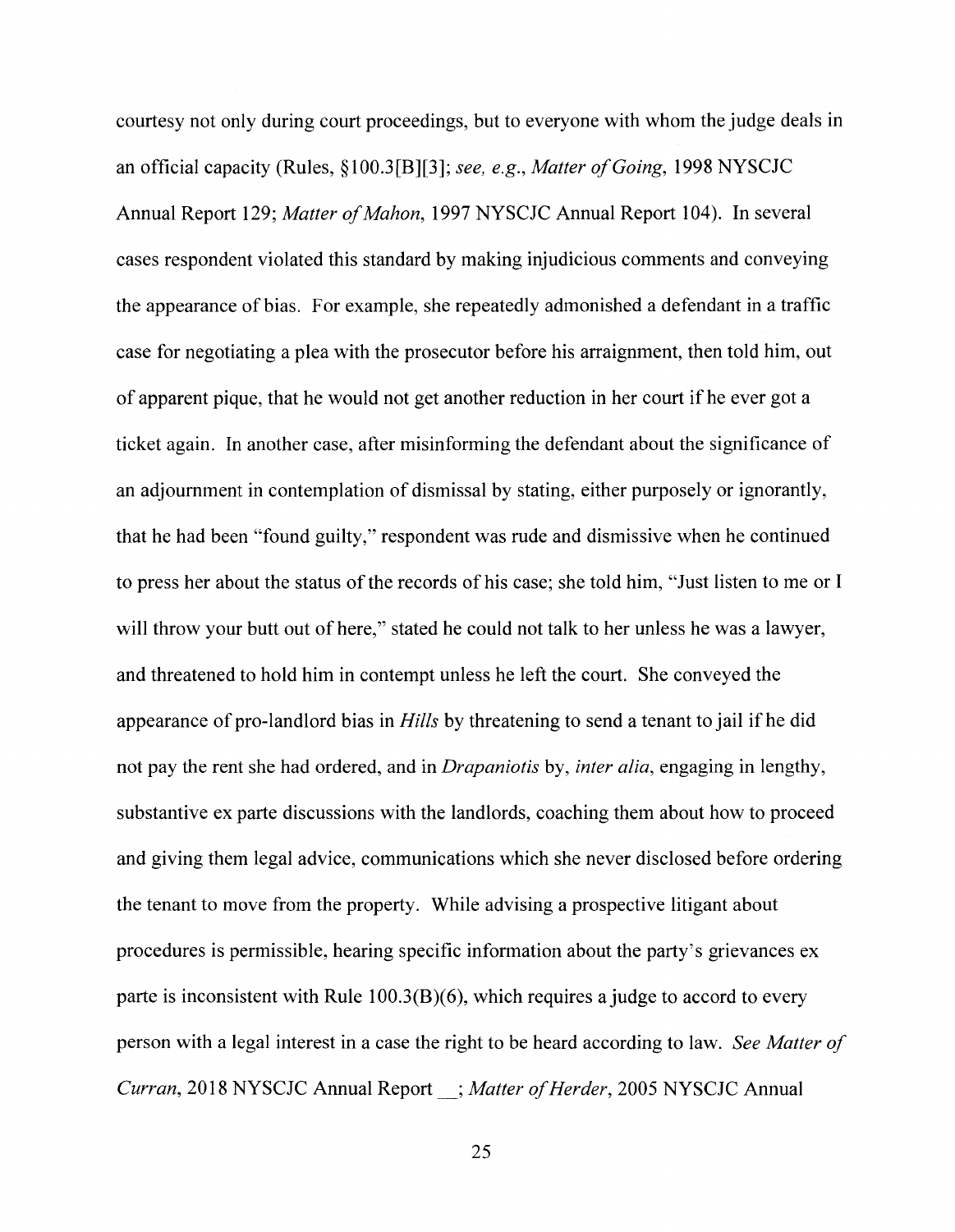courtesy not only during court proceedings, but to everyone with whom the judge deals in an official capacity (Rules, §100.3[B][3]; *see, e.g.*, *Matter of Going*, 1998 NYSCJC Annual Report 129; *Matter of Mahon*, 1997 NYSCJC Annual Report 104). In several cases respondent violated this standard by making injudicious comments and conveying the appearance of bias. For example, she repeatedly admonished a defendant in a traffic case for negotiating a plea with the prosecutor before his arraignment, then told him, out of apparent pique, that he would not get another reduction in her court if he ever got a ticket again. In another case, after misinforming the defendant about the significance of an adjournment in contemplation of dismissal by stating, either purposely or ignorantly, that he had been "found guilty," respondent was rude and dismissive when he continued to press her about the status of the records of his case; she told him, "Just listen to me or I will throw your butt out of here," stated he could not talk to her unless he was a lawyer, and threatened to hold him in contempt unless he left the court. She conveyed the appearance of pro-landlord bias in *Hills* by threatening to send a tenant to jail if he did not pay the rent she had ordered, and in *Drapaniotis* by, *inter alia*, engaging in lengthy, substantive ex parte discussions with the landlords, coaching them about how to proceed and giving them legal advice, communications which she never disclosed before ordering the tenant to move from the property. While advising a prospective litigant about procedures is permissible, hearing specific information about the party's grievances ex parte is inconsistent with Rule 100.3(B)(6), which requires a judge to accord to every person with a legal interest in a case the right to be heard according to law. *See Matter of Curran*, 2018 NYSCJC Annual Report __; *Matter of Herder*, 2005 NYSCJC Annual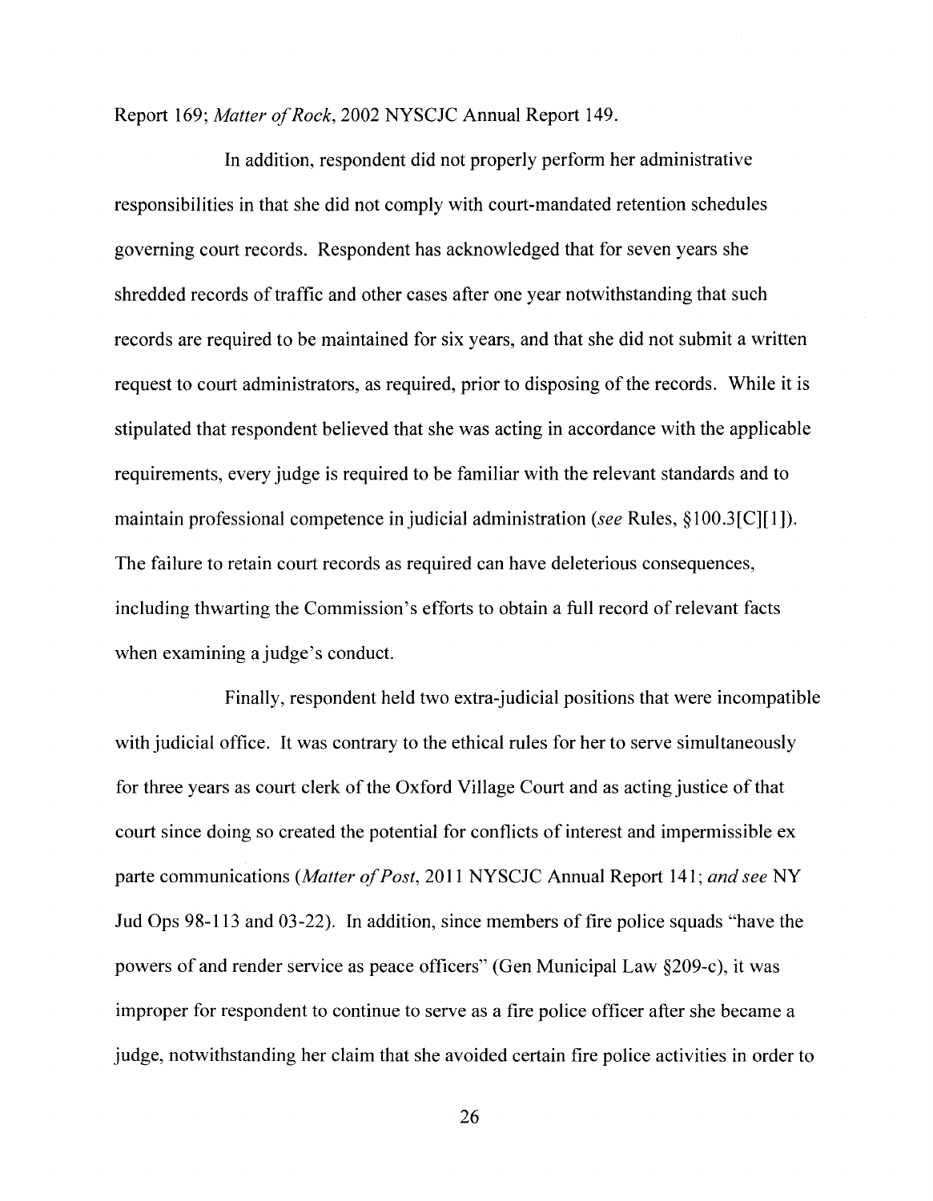Report 169; *Matter of Rock*, 2002 NYSCJC Annual Report 149.

In addition, respondent did not properly perform her administrative responsibilities in that she did not comply with court-mandated retention schedules governing court records. Respondent has acknowledged that for seven years she shredded records of traffic and other cases after one year notwithstanding that such records are required to be maintained for six years, and that she did not submit a written request to court administrators, as required, prior to disposing of the records. While it is stipulated that respondent believed that she was acting in accordance with the applicable requirements, every judge is required to be familiar with the relevant standards and to maintain professional competence in judicial administration (*see* Rules, §100.3[C][1]). The failure to retain court records as required can have deleterious consequences, including thwarting the Commission's efforts to obtain a full record of relevant facts when examining a judge's conduct.

Finally, respondent held two extra-judicial positions that were incompatible with judicial office. It was contrary to the ethical rules for her to serve simultaneously for three years as court clerk of the Oxford Village Court and as acting justice of that court since doing so created the potential for conflicts of interest and impermissible ex parte communications (*Matter of Post*, 2011 NYSCJC Annual Report 141; *and see* NY Jud Ops 98-113 and 03-22). In addition, since members of fire police squads "have the powers of and render service as peace officers" (Gen Municipal Law §209-c), it was improper for respondent to continue to serve as a fire police officer after she became a judge, notwithstanding her claim that she avoided certain fire police activities in order to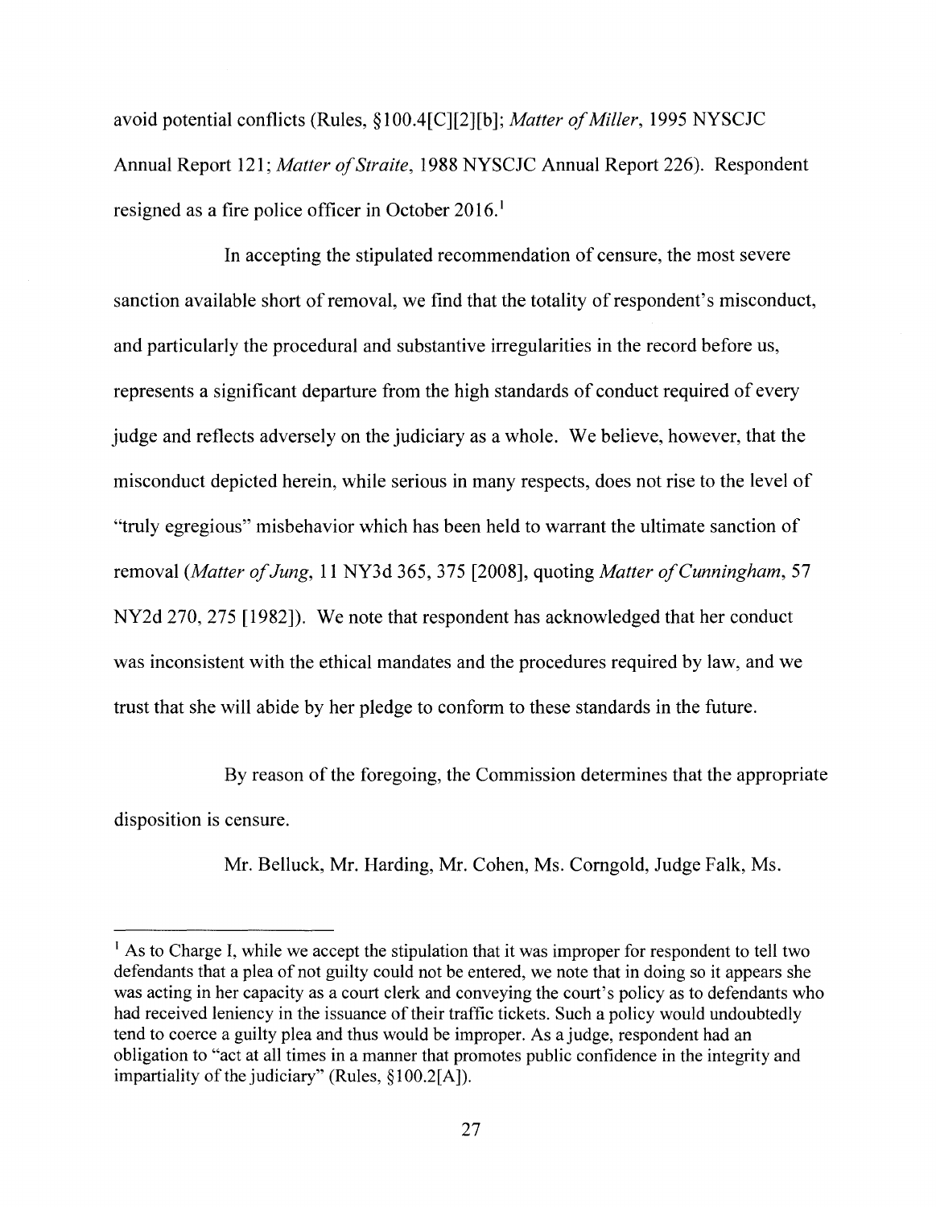avoid potential conflicts (Rules, §100.4[C][2][b]; *Matter of Miller*, 1995 NYSCJC Annual Report 121; *Matter of Straite*, 1988 NYSCJC Annual Report 226). Respondent resigned as a fire police officer in October 2016.[1]

In accepting the stipulated recommendation of censure, the most severe sanction available short of removal, we find that the totality of respondent's misconduct, and particularly the procedural and substantive irregularities in the record before us, represents a significant departure from the high standards of conduct required of every judge and reflects adversely on the judiciary as a whole. We believe, however, that the misconduct depicted herein, while serious in many respects, does not rise to the level of "truly egregious" misbehavior which has been held to warrant the ultimate sanction of removal (*Matter of Jung*, 11 NY3d 365, 375 [2008], quoting *Matter of Cunningham*, 57 NY2d 270, 275 [1982]). We note that respondent has acknowledged that her conduct was inconsistent with the ethical mandates and the procedures required by law, and we trust that she will abide by her pledge to conform to these standards in the future.

By reason of the foregoing, the Commission determines that the appropriate disposition is censure.

Mr. Belluck, Mr. Harding, Mr. Cohen, Ms. Corngold, Judge Falk, Ms.

---

[1] As to Charge I, while we accept the stipulation that it was improper for respondent to tell two defendants that a plea of not guilty could not be entered, we note that in doing so it appears she was acting in her capacity as a court clerk and conveying the court's policy as to defendants who had received leniency in the issuance of their traffic tickets. Such a policy would undoubtedly tend to coerce a guilty plea and thus would be improper. As a judge, respondent had an obligation to "act at all times in a manner that promotes public confidence in the integrity and impartiality of the judiciary" (Rules, §100.2[A]).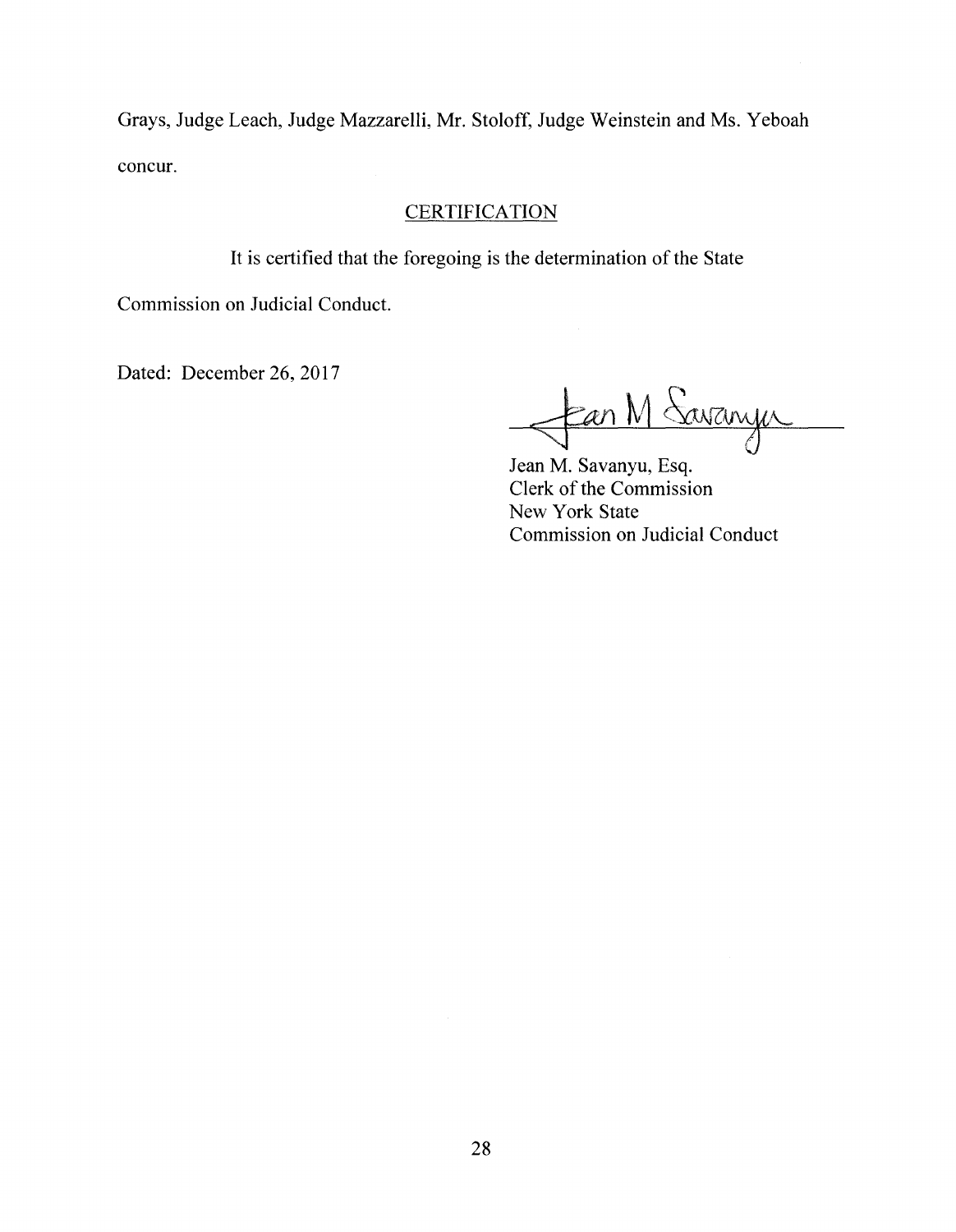Grays, Judge Leach, Judge Mazzarelli, Mr. Stoloff, Judge Weinstein and Ms. Yeboah concur.

## CERTIFICATION

It is certified that the foregoing is the determination of the State Commission on Judicial Conduct.

Dated: December 26, 2017

Jean M. Savanyu, Esq.
Clerk of the Commission
New York State
Commission on Judicial Conduct